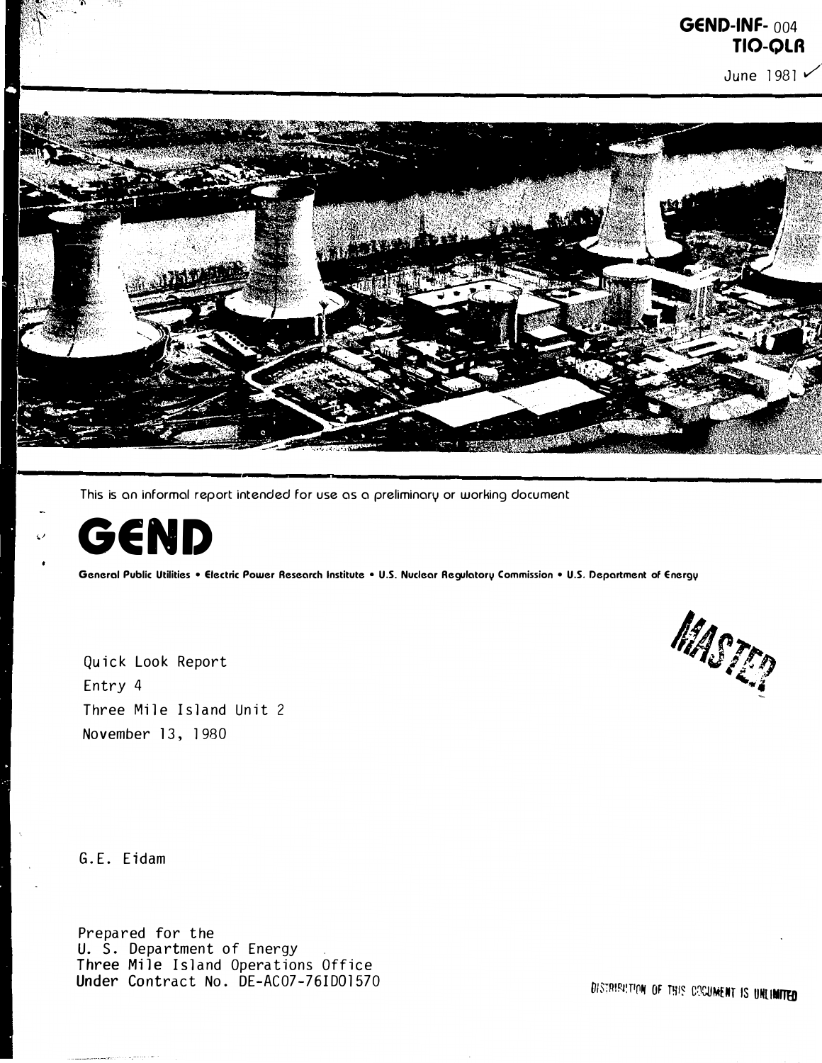**GEND-INF-** 004
**TIO-QLR**

June 1981

This is an informal report intended for use as a preliminary or working document

# GEND

**General Public Utilities • Electric Power Research Institute • U.S. Nuclear Regulatory Commission • U.S. Department of Energy**

MASTER

Quick Look Report
Entry 4
Three Mile Island Unit 2
November 13, 1980

G.E. Eidam

Prepared for the
U. S. Department of Energy
Three Mile Island Operations Office
Under Contract No. DE-AC07-76ID01570

DISTRIBUTION OF THIS DOCUMENT IS UNLIMITED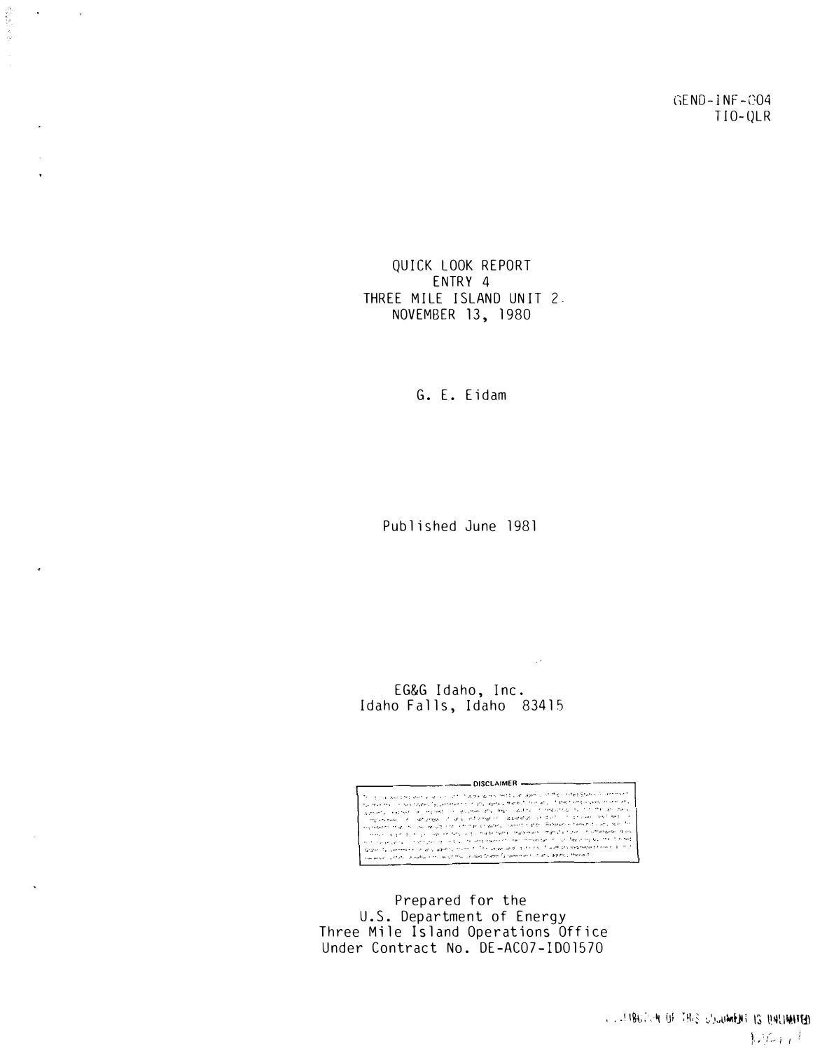GEND-INF-004
TIO-QLR

# QUICK LOOK REPORT
# ENTRY 4
# THREE MILE ISLAND UNIT 2
# NOVEMBER 13, 1980

G. E. Eidam

Published June 1981

EG&G Idaho, Inc.
Idaho Falls, Idaho 83415

DISCLAIMER

Prepared for the
U.S. Department of Energy
Three Mile Island Operations Office
Under Contract No. DE-AC07-ID01570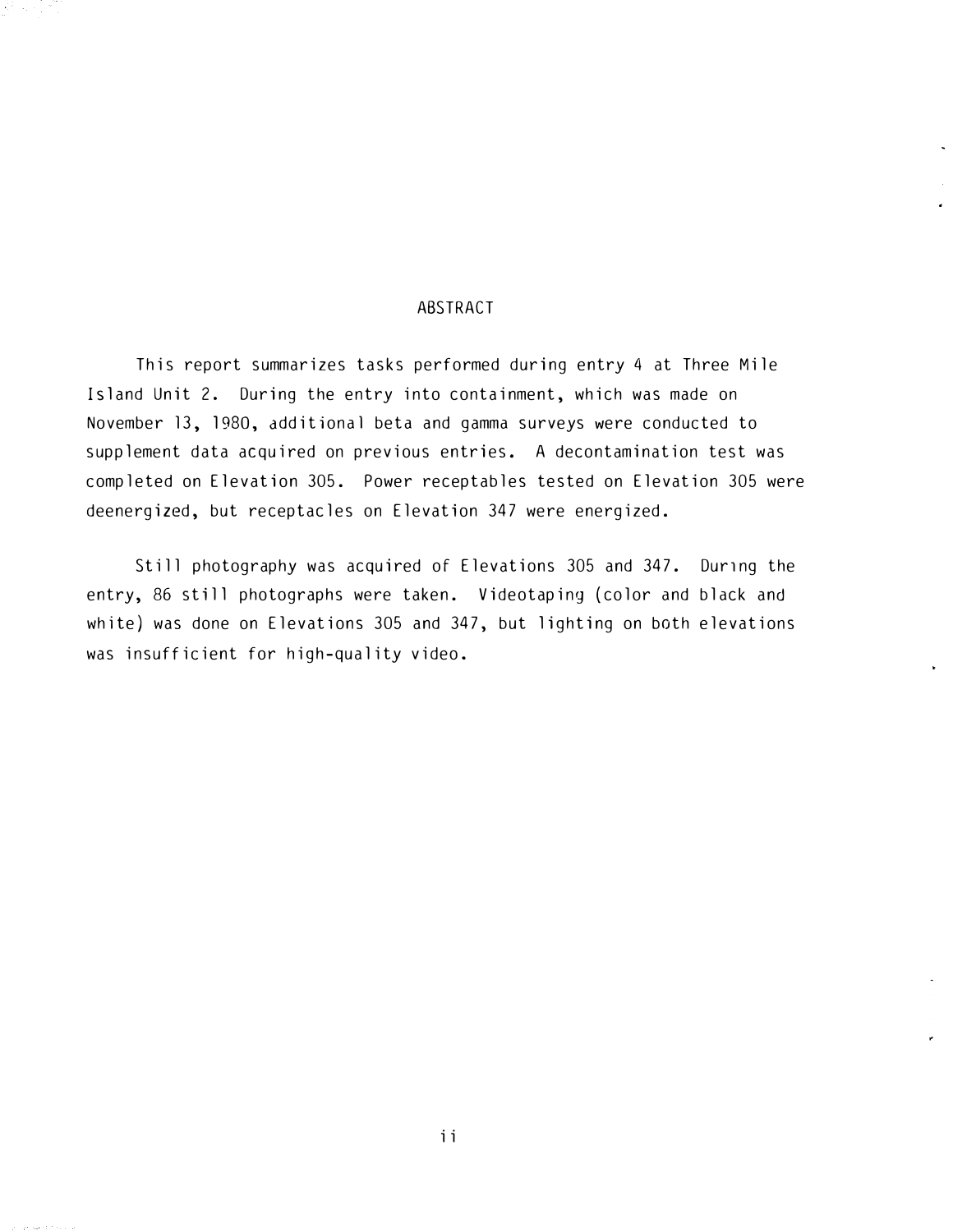# ABSTRACT

This report summarizes tasks performed during entry 4 at Three Mile Island Unit 2. During the entry into containment, which was made on November 13, 1980, additional beta and gamma surveys were conducted to supplement data acquired on previous entries. A decontamination test was completed on Elevation 305. Power receptables tested on Elevation 305 were deenergized, but receptacles on Elevation 347 were energized.

Still photography was acquired of Elevations 305 and 347. During the entry, 86 still photographs were taken. Videotaping (color and black and white) was done on Elevations 305 and 347, but lighting on both elevations was insufficient for high-quality video.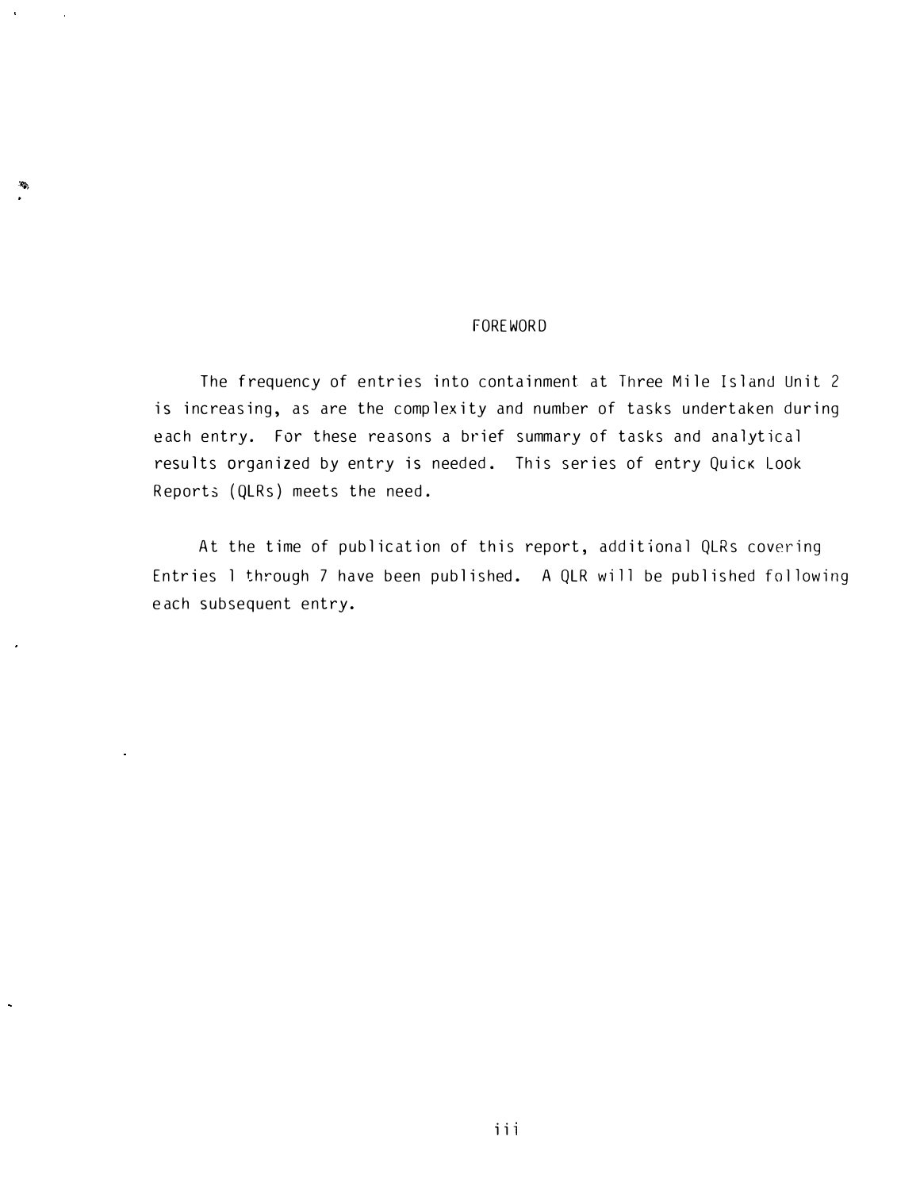# FOREWORD

The frequency of entries into containment at Three Mile Island Unit 2 is increasing, as are the complexity and number of tasks undertaken during each entry. For these reasons a brief summary of tasks and analytical results organized by entry is needed. This series of entry Quick Look Reports (QLRs) meets the need.

At the time of publication of this report, additional QLRs covering Entries 1 through 7 have been published. A QLR will be published following each subsequent entry.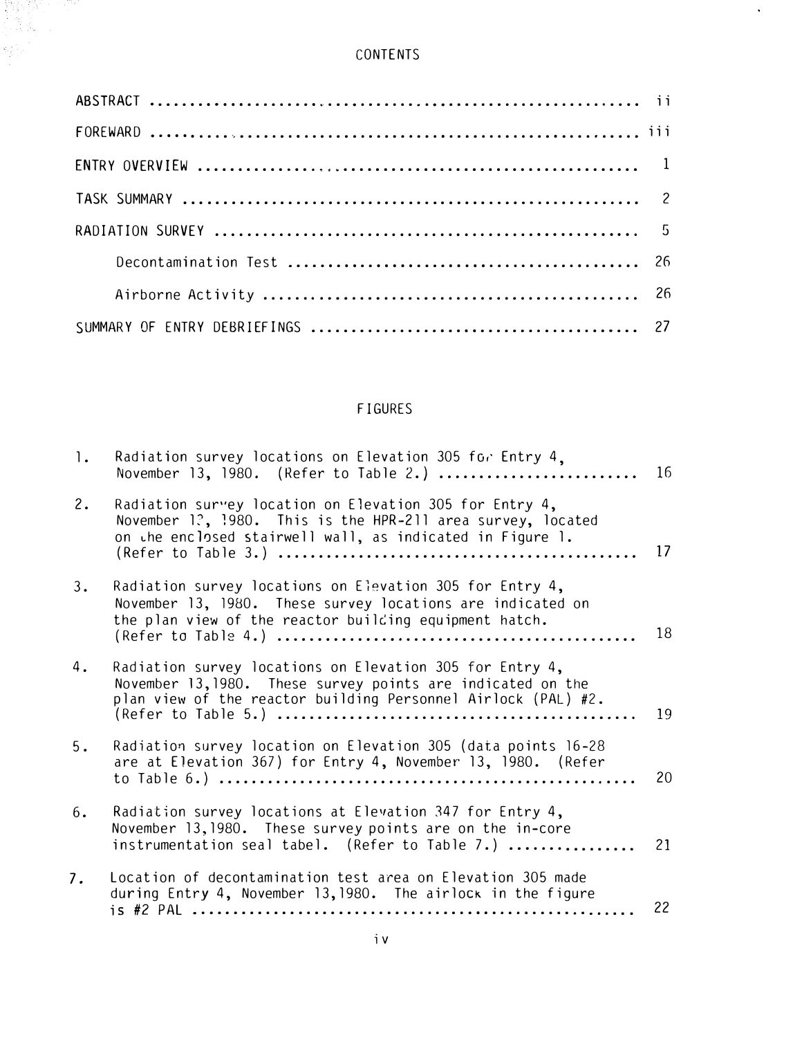# CONTENTS

| | |
|---|---|
| ABSTRACT | ii |
| FOREWARD | iii |
| ENTRY OVERVIEW | 1 |
| TASK SUMMARY | 2 |
| RADIATION SURVEY | 5 |
| Decontamination Test | 26 |
| Airborne Activity | 26 |
| SUMMARY OF ENTRY DEBRIEFINGS | 27 |

# FIGURES

| | | |
|---|---|---|
| 1. | Radiation survey locations on Elevation 305 for Entry 4, November 13, 1980. (Refer to Table 2.) | 16 |
| 2. | Radiation survey location on Elevation 305 for Entry 4, November 13, 1980. This is the HPR-211 area survey, located on the enclosed stairwell wall, as indicated in Figure 1. (Refer to Table 3.) | 17 |
| 3. | Radiation survey locations on Elevation 305 for Entry 4, November 13, 1980. These survey locations are indicated on the plan view of the reactor building equipment hatch. (Refer to Table 4.) | 18 |
| 4. | Radiation survey locations on Elevation 305 for Entry 4, November 13,1980. These survey points are indicated on the plan view of the reactor building Personnel Airlock (PAL) #2. (Refer to Table 5.) | 19 |
| 5. | Radiation survey location on Elevation 305 (data points 16-28 are at Elevation 367) for Entry 4, November 13, 1980. (Refer to Table 6.) | 20 |
| 6. | Radiation survey locations at Elevation 347 for Entry 4, November 13,1980. These survey points are on the in-core instrumentation seal tabel. (Refer to Table 7.) | 21 |
| 7. | Location of decontamination test area on Elevation 305 made during Entry 4, November 13,1980. The airlock in the figure is #2 PAL | 22 |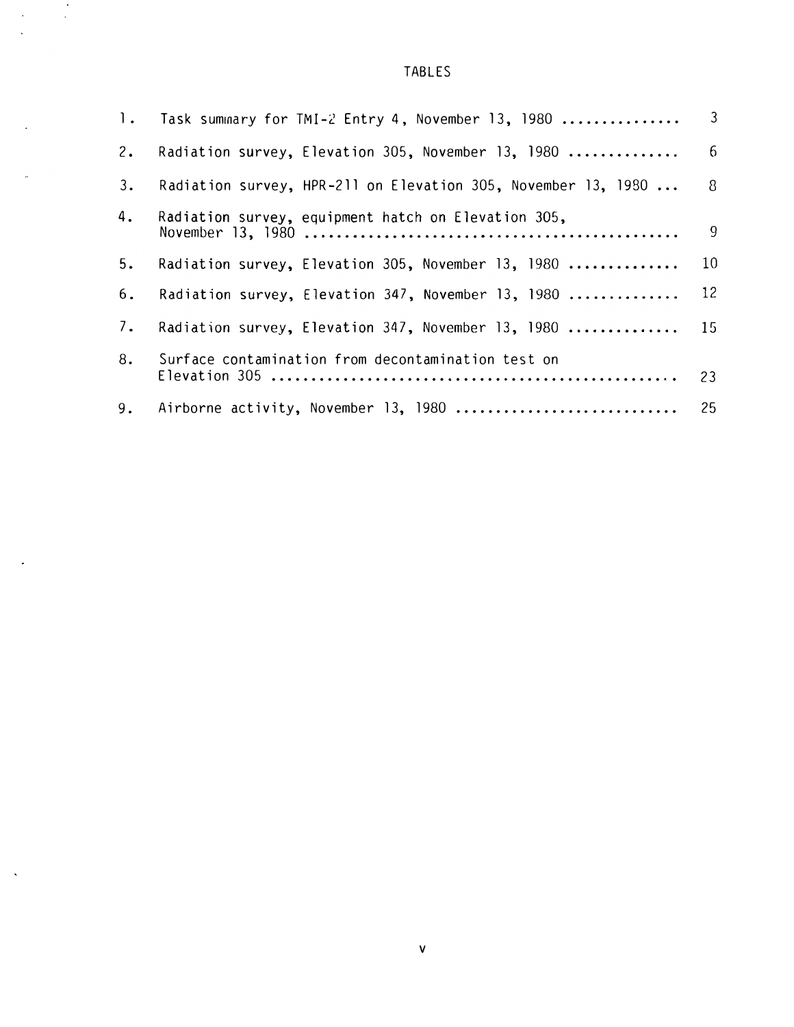# TABLES

1. Task summary for TMI-2 Entry 4, November 13, 1980 .............. 3
2. Radiation survey, Elevation 305, November 13, 1980 .............. 6
3. Radiation survey, HPR-211 on Elevation 305, November 13, 1980 ... 8
4. Radiation survey, equipment hatch on Elevation 305, November 13, 1980 .............................................. 9
5. Radiation survey, Elevation 305, November 13, 1980 .............. 10
6. Radiation survey, Elevation 347, November 13, 1980 .............. 12
7. Radiation survey, Elevation 347, November 13, 1980 .............. 15
8. Surface contamination from decontamination test on Elevation 305 .................................................. 23
9. Airborne activity, November 13, 1980 ........................... 25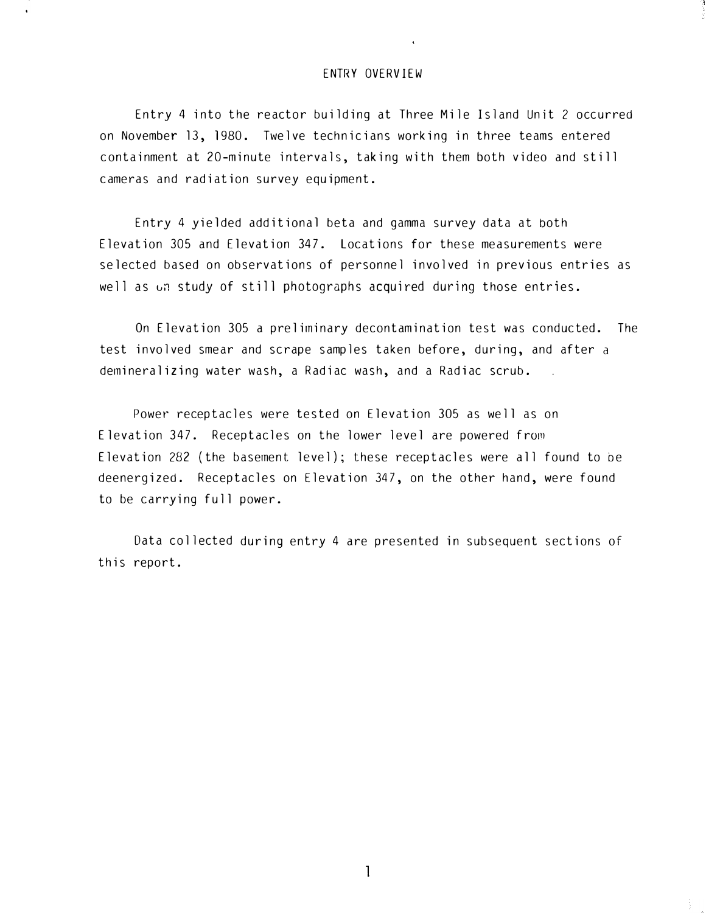# ENTRY OVERVIEW

Entry 4 into the reactor building at Three Mile Island Unit 2 occurred on November 13, 1980. Twelve technicians working in three teams entered containment at 20-minute intervals, taking with them both video and still cameras and radiation survey equipment.

Entry 4 yielded additional beta and gamma survey data at both Elevation 305 and Elevation 347. Locations for these measurements were selected based on observations of personnel involved in previous entries as well as on study of still photographs acquired during those entries.

On Elevation 305 a preliminary decontamination test was conducted. The test involved smear and scrape samples taken before, during, and after a demineralizing water wash, a Radiac wash, and a Radiac scrub.

Power receptacles were tested on Elevation 305 as well as on Elevation 347. Receptacles on the lower level are powered from Elevation 282 (the basement level); these receptacles were all found to be deenergized. Receptacles on Elevation 347, on the other hand, were found to be carrying full power.

Data collected during entry 4 are presented in subsequent sections of this report.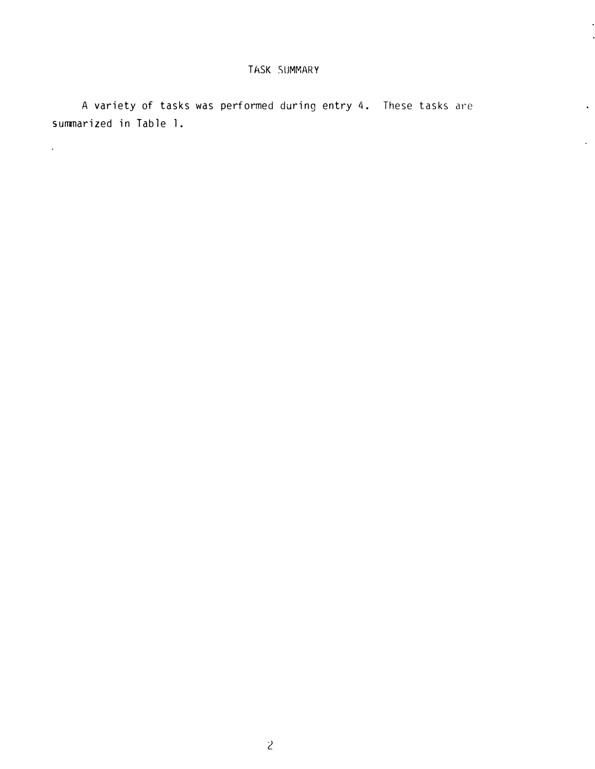# TASK SUMMARY

A variety of tasks was performed during entry 4. These tasks are summarized in Table 1.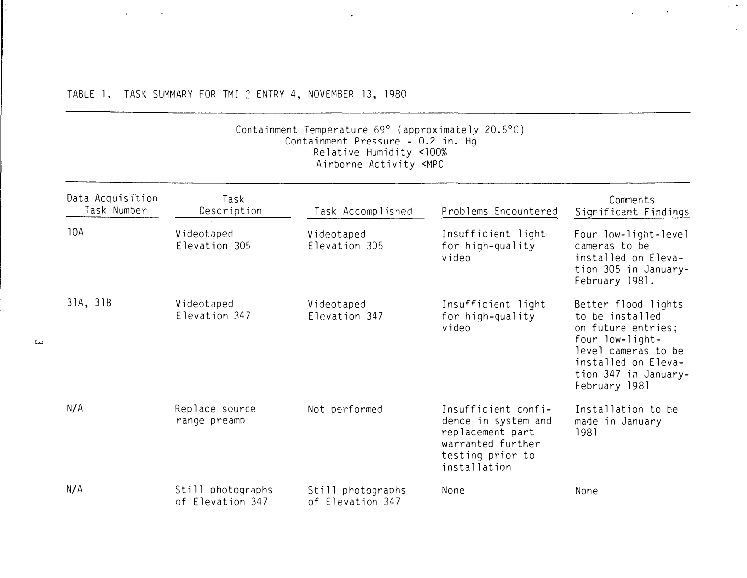TABLE 1. TASK SUMMARY FOR TMI 2 ENTRY 4, NOVEMBER 13, 1980

Containment Temperature 69° (approximately 20.5°C)
Containment Pressure - 0.2 in. Hg
Relative Humidity <100%
Airborne Activity <MPC

| Data Acquisition Task Number | Task Description | Task Accomplished | Problems Encountered | Comments Significant Findings |
|---|---|---|---|---|
| 10A | Videotaped Elevation 305 | Videotaped Elevation 305 | Insufficient light for high-quality video | Four low-light-level cameras to be installed on Elevation 305 in January-February 1981. |
| 31A, 31B | Videotaped Elevation 347 | Videotaped Elevation 347 | Insufficient light for high-quality video | Better flood lights to be installed on future entries; four low-light-level cameras to be installed on Elevation 347 in January-February 1981 |
| N/A | Replace source range preamp | Not performed | Insufficient confidence in system and replacement part warranted further testing prior to installation | Installation to be made in January 1981 |
| N/A | Still photographs of Elevation 347 | Still photographs of Elevation 347 | None | None |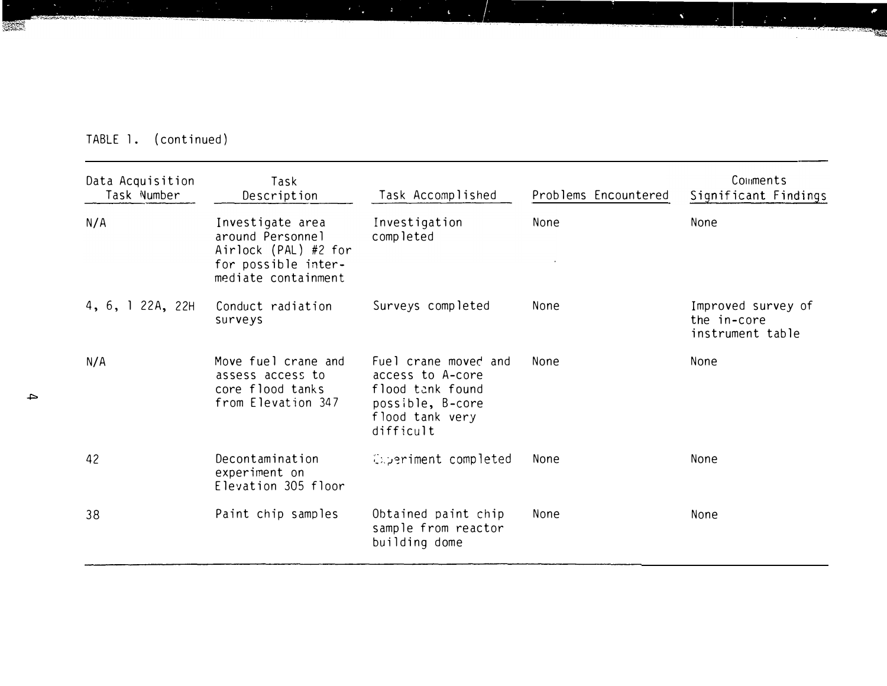TABLE 1. (continued)

| Data Acquisition Task Number | Task Description | Task Accomplished | Problems Encountered | Comments Significant Findings |
|---|---|---|---|---|
| N/A | Investigate area around Personnel Airlock (PAL) #2 for for possible intermediate containment | Investigation completed | None | None |
| 4, 6, 1 22A, 22H | Conduct radiation surveys | Surveys completed | None | Improved survey of the in-core instrument table |
| N/A | Move fuel crane and assess access to core flood tanks from Elevation 347 | Fuel crane moved and access to A-core flood tank found possible, B-core flood tank very difficult | None | None |
| 42 | Decontamination experiment on Elevation 305 floor | Experiment completed | None | None |
| 38 | Paint chip samples | Obtained paint chip sample from reactor building dome | None | None |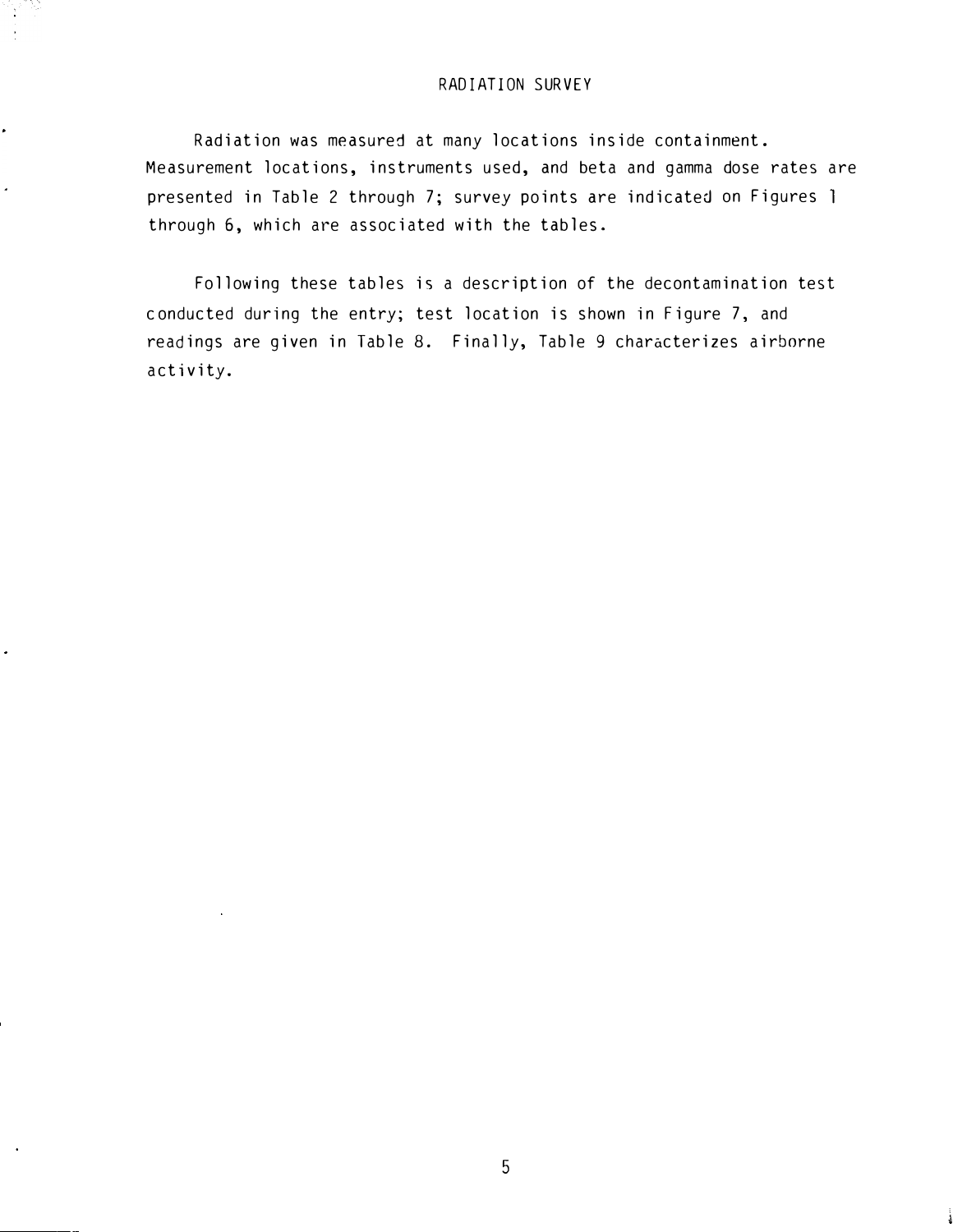# RADIATION SURVEY

Radiation was measured at many locations inside containment. Measurement locations, instruments used, and beta and gamma dose rates are presented in Table 2 through 7; survey points are indicated on Figures 1 through 6, which are associated with the tables.

Following these tables is a description of the decontamination test conducted during the entry; test location is shown in Figure 7, and readings are given in Table 8. Finally, Table 9 characterizes airborne activity.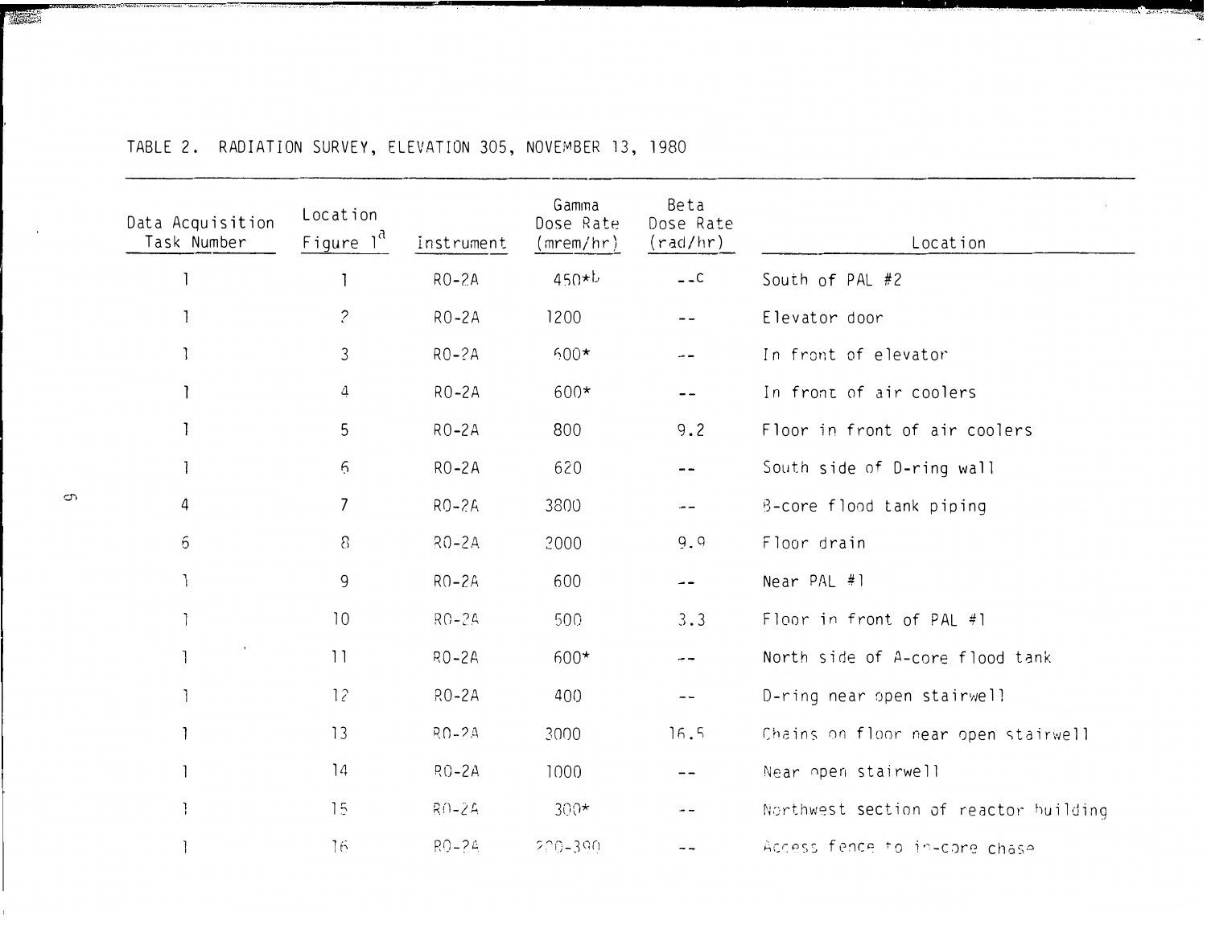TABLE 2. RADIATION SURVEY, ELEVATION 305, NOVEMBER 13, 1980

| Data Acquisition Task Number | Location Figure 1[a] | Instrument | Gamma Dose Rate (mrem/hr) | Beta Dose Rate (rad/hr) | Location |
|---|---|---|---|---|---|
| 1 | 1 | RO-2A | 450*[b] | --[c] | South of PAL #2 |
| 1 | 2 | RO-2A | 1200 | -- | Elevator door |
| 1 | 3 | RO-2A | 600* | -- | In front of elevator |
| 1 | 4 | RO-2A | 600* | -- | In front of air coolers |
| 1 | 5 | RO-2A | 800 | 9.2 | Floor in front of air coolers |
| 1 | 6 | RO-2A | 620 | -- | South side of D-ring wall |
| 4 | 7 | RO-2A | 3800 | -- | B-core flood tank piping |
| 6 | 8 | RO-2A | 2000 | 9.9 | Floor drain |
| 1 | 9 | RO-2A | 600 | -- | Near PAL #1 |
| 1 | 10 | RO-2A | 500 | 3.3 | Floor in front of PAL #1 |
| 1 | 11 | RO-2A | 600* | -- | North side of A-core flood tank |
| 1 | 12 | RO-2A | 400 | -- | D-ring near open stairwell |
| 1 | 13 | RO-2A | 3000 | 16.5 | Chains on floor near open stairwell |
| 1 | 14 | RO-2A | 1000 | -- | Near open stairwell |
| 1 | 15 | RO-2A | 300* | -- | Northwest section of reactor building |
| 1 | 16 | RO-2A | 200-390 | -- | Access fence to in-core chase |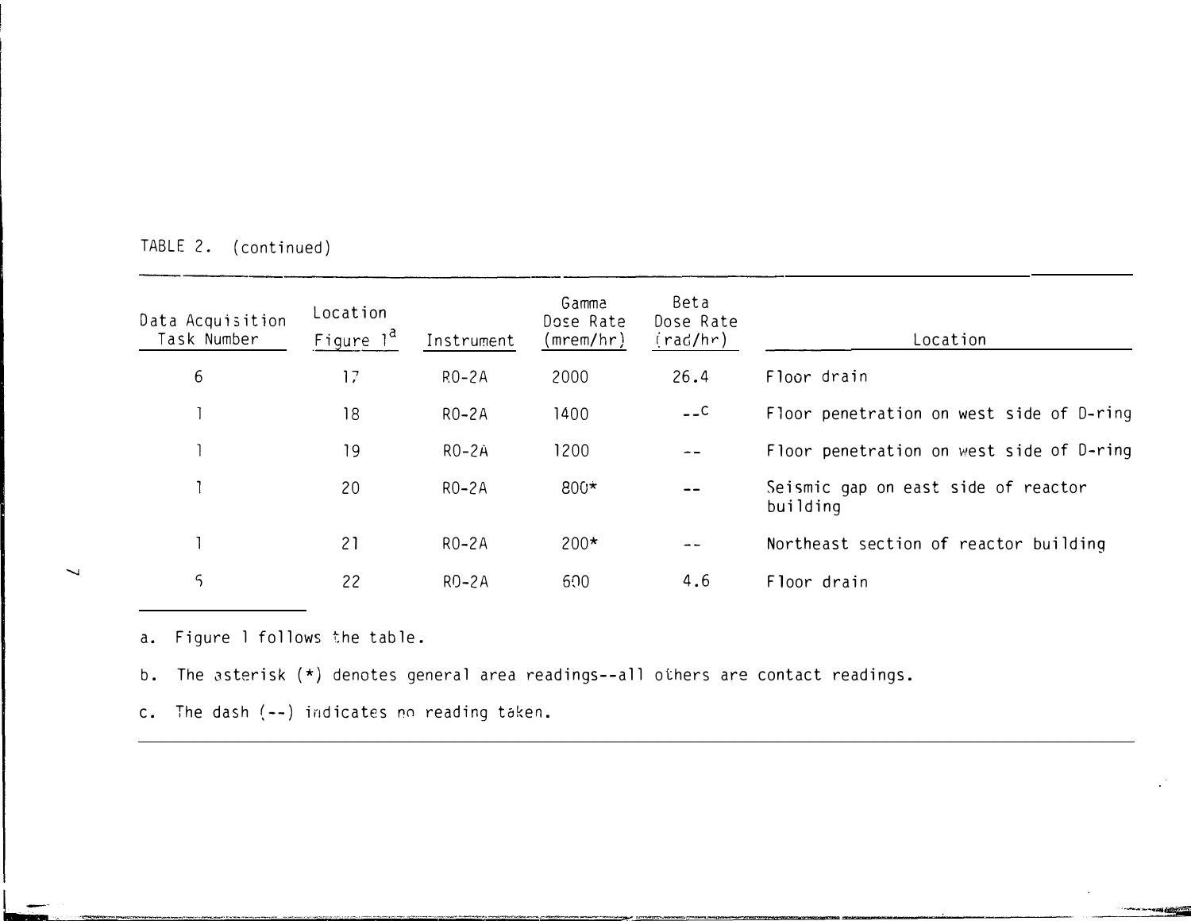TABLE 2. (continued)

| Data Acquisition Task Number | Location Figure 1[a] | Instrument | Gamma Dose Rate (mrem/hr) | Beta Dose Rate (rad/hr) | Location |
|---|---|---|---|---|---|
| 6 | 17 | RO-2A | 2000 | 26.4 | Floor drain |
| 1 | 18 | RO-2A | 1400 | --[c] | Floor penetration on west side of D-ring |
| 1 | 19 | RO-2A | 1200 | -- | Floor penetration on west side of D-ring |
| 1 | 20 | RO-2A | 800* | -- | Seismic gap on east side of reactor building |
| 1 | 21 | RO-2A | 200* | -- | Northeast section of reactor building |
| 5 | 22 | RO-2A | 600 | 4.6 | Floor drain |

a. Figure 1 follows the table.

b. The asterisk (*) denotes general area readings--all others are contact readings.

c. The dash (--) indicates no reading taken.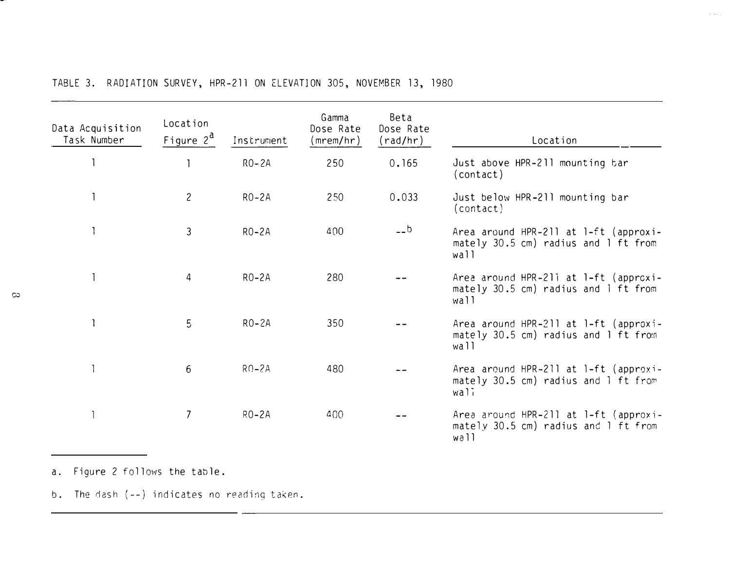TABLE 3. RADIATION SURVEY, HPR-211 ON ELEVATION 305, NOVEMBER 13, 1980

| Data Acquisition Task Number | Location Figure 2[a] | Instrument | Gamma Dose Rate (mrem/hr) | Beta Dose Rate (rad/hr) | Location |
|---|---|---|---|---|---|
| 1 | 1 | RO-2A | 250 | 0.165 | Just above HPR-211 mounting bar (contact) |
| 1 | 2 | RO-2A | 250 | 0.033 | Just below HPR-211 mounting bar (contact) |
| 1 | 3 | RO-2A | 400 | --[b] | Area around HPR-211 at 1-ft (approximately 30.5 cm) radius and 1 ft from wall |
| 1 | 4 | RO-2A | 280 | -- | Area around HPR-211 at 1-ft (approximately 30.5 cm) radius and 1 ft from wall |
| 1 | 5 | RO-2A | 350 | -- | Area around HPR-211 at 1-ft (approximately 30.5 cm) radius and 1 ft from wall |
| 1 | 6 | RO-2A | 480 | -- | Area around HPR-211 at 1-ft (approximately 30.5 cm) radius and 1 ft from wall |
| 1 | 7 | RO-2A | 400 | -- | Area around HPR-211 at 1-ft (approximately 30.5 cm) radius and 1 ft from wall |

a. Figure 2 follows the table.

b. The dash (--) indicates no reading taken.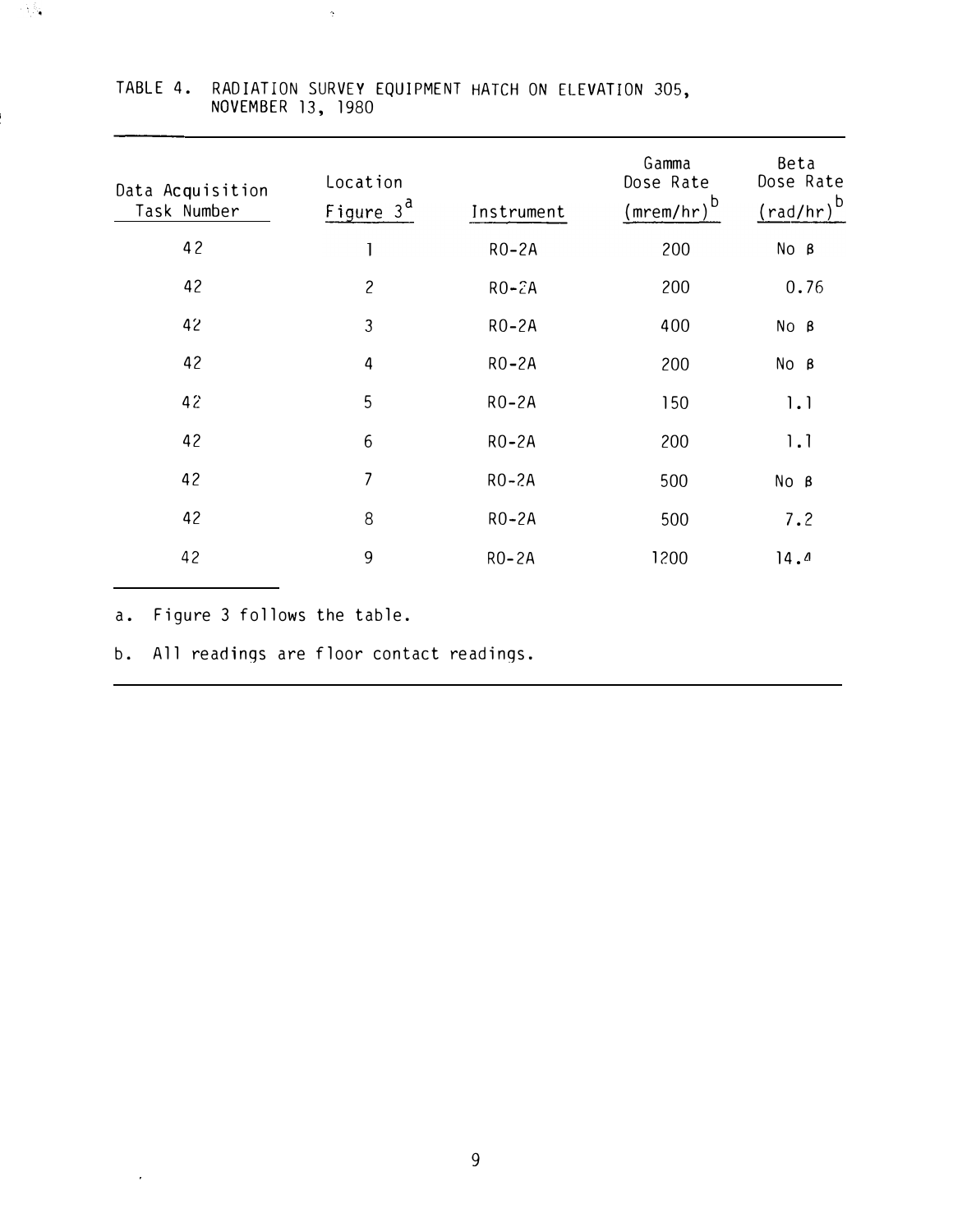TABLE 4. RADIATION SURVEY EQUIPMENT HATCH ON ELEVATION 305, NOVEMBER 13, 1980

| Data Acquisition Task Number | Location Figure 3[a] | Instrument | Gamma Dose Rate (mrem/hr)[b] | Beta Dose Rate (rad/hr)[b] |
|---|---|---|---|---|
| 42 | 1 | RO-2A | 200 | No β |
| 42 | 2 | RO-2A | 200 | 0.76 |
| 42 | 3 | RO-2A | 400 | No β |
| 42 | 4 | RO-2A | 200 | No β |
| 42 | 5 | RO-2A | 150 | 1.1 |
| 42 | 6 | RO-2A | 200 | 1.1 |
| 42 | 7 | RO-2A | 500 | No β |
| 42 | 8 | RO-2A | 500 | 7.2 |
| 42 | 9 | RO-2A | 1200 | 14.4 |

a. Figure 3 follows the table.

b. All readings are floor contact readings.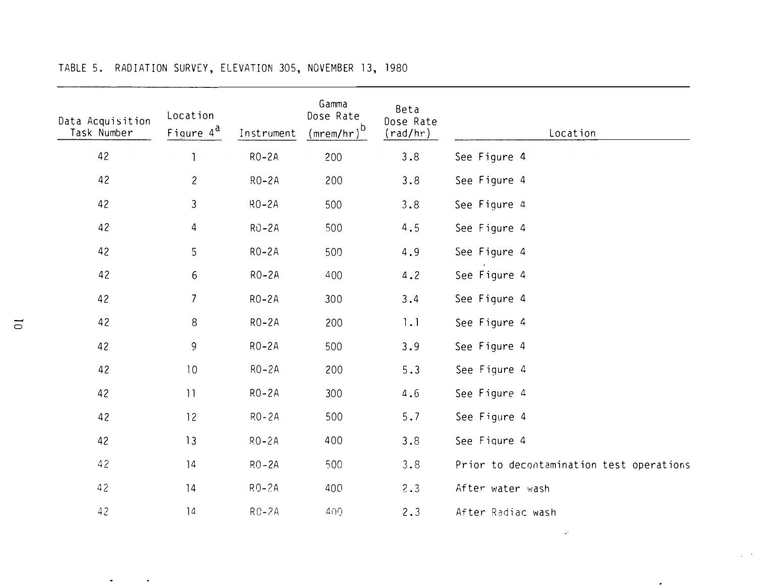TABLE 5. RADIATION SURVEY, ELEVATION 305, NOVEMBER 13, 1980

| Data Acquisition Task Number | Location Figure 4[a] | Instrument | Gamma Dose Rate (mrem/hr)[b] | Beta Dose Rate (rad/hr) | Location |
|---|---|---|---|---|---|
| 42 | 1 | RO-2A | 200 | 3.8 | See Figure 4 |
| 42 | 2 | RO-2A | 200 | 3.8 | See Figure 4 |
| 42 | 3 | RO-2A | 500 | 3.8 | See Figure 4 |
| 42 | 4 | RO-2A | 500 | 4.5 | See Figure 4 |
| 42 | 5 | RO-2A | 500 | 4.9 | See Figure 4 |
| 42 | 6 | RO-2A | 400 | 4.2 | See Figure 4 |
| 42 | 7 | RO-2A | 300 | 3.4 | See Figure 4 |
| 42 | 8 | RO-2A | 200 | 1.1 | See Figure 4 |
| 42 | 9 | RO-2A | 500 | 3.9 | See Figure 4 |
| 42 | 10 | RO-2A | 200 | 5.3 | See Figure 4 |
| 42 | 11 | RO-2A | 300 | 4.6 | See Figure 4 |
| 42 | 12 | RO-2A | 500 | 5.7 | See Figure 4 |
| 42 | 13 | RO-2A | 400 | 3.8 | See Figure 4 |
| 42 | 14 | RO-2A | 500 | 3.8 | Prior to decontamination test operations |
| 42 | 14 | RO-2A | 400 | 2.3 | After water wash |
| 42 | 14 | RO-2A | 400 | 2.3 | After Radiac wash |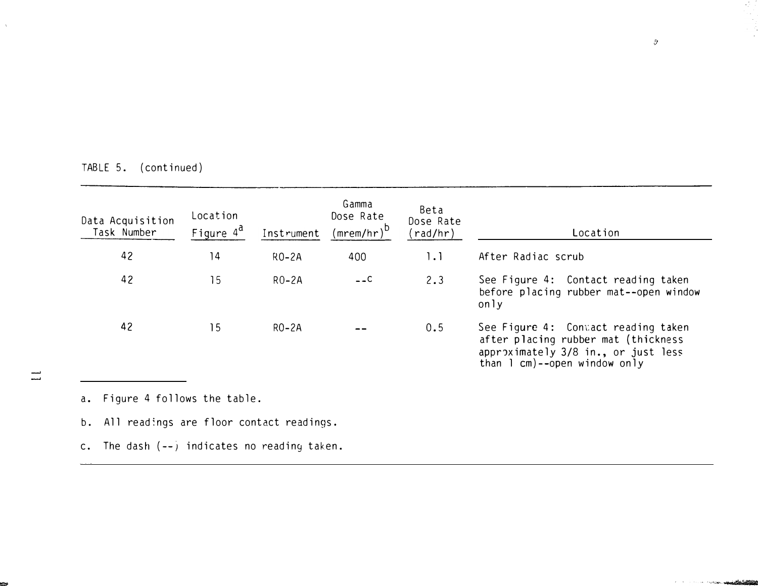TABLE 5. (continued)

| Data Acquisition Task Number | Location Figure 4[a] | Instrument | Gamma Dose Rate (mrem/hr)[b] | Beta Dose Rate (rad/hr) | Location |
|---|---|---|---|---|---|
| 42 | 14 | RO-2A | 400 | 1.1 | After Radiac scrub |
| 42 | 15 | RO-2A | --[c] | 2.3 | See Figure 4: Contact reading taken before placing rubber mat--open window only |
| 42 | 15 | RO-2A | -- | 0.5 | See Figure 4: Contact reading taken after placing rubber mat (thickness approximately 3/8 in., or just less than 1 cm)--open window only |

a. Figure 4 follows the table.

b. All readings are floor contact readings.

c. The dash (--) indicates no reading taken.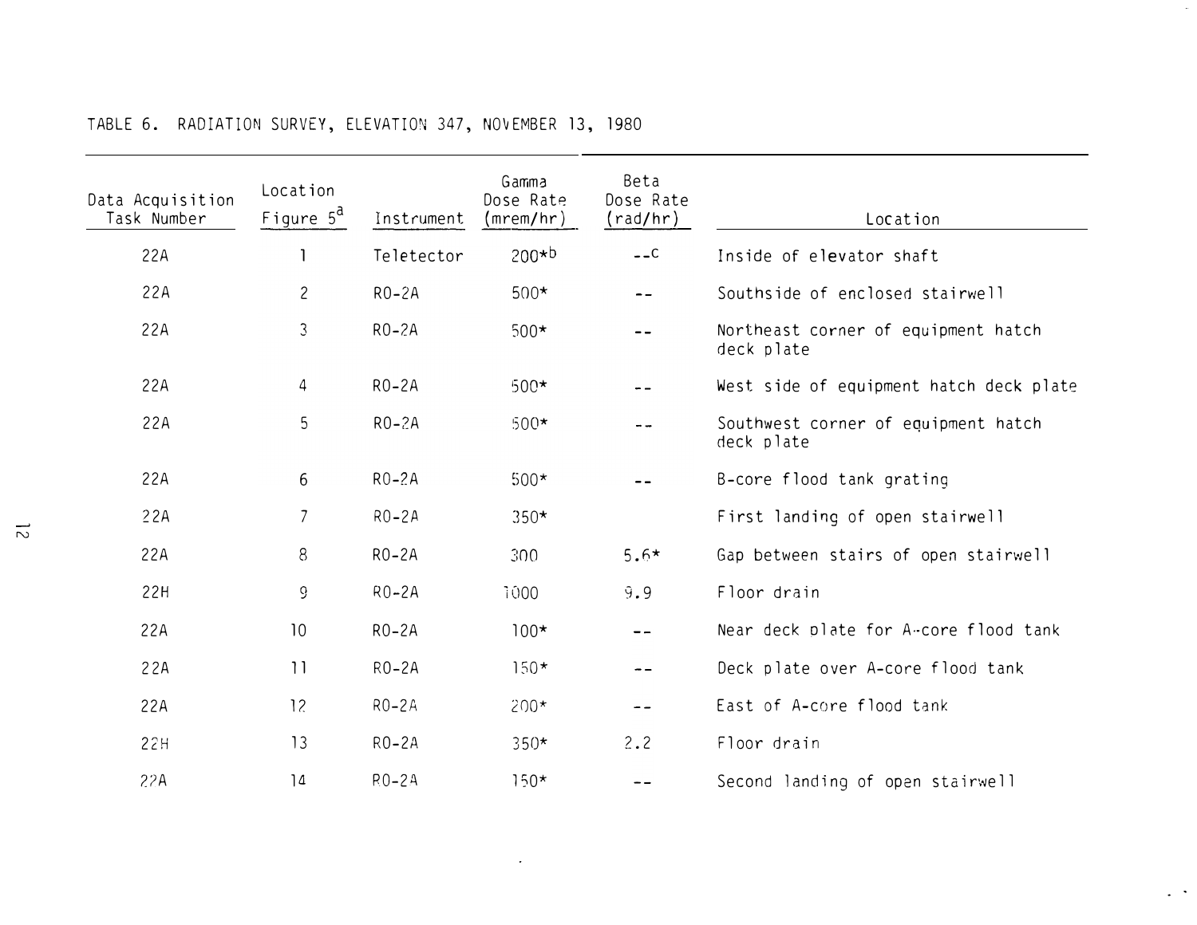TABLE 6. RADIATION SURVEY, ELEVATION 347, NOVEMBER 13, 1980

| Data Acquisition Task Number | Location Figure 5[a] | Instrument | Gamma Dose Rate (mrem/hr) | Beta Dose Rate (rad/hr) | Location |
|---|---|---|---|---|---|
| 22A | 1 | Teletector | 200*[b] | --[c] | Inside of elevator shaft |
| 22A | 2 | RO-2A | 500* | -- | Southside of enclosed stairwell |
| 22A | 3 | RO-2A | 500* | -- | Northeast corner of equipment hatch deck plate |
| 22A | 4 | RO-2A | 500* | -- | West side of equipment hatch deck plate |
| 22A | 5 | RO-2A | 500* | -- | Southwest corner of equipment hatch deck plate |
| 22A | 6 | RO-2A | 500* | -- | B-core flood tank grating |
| 22A | 7 | RO-2A | 350* | | First landing of open stairwell |
| 22A | 8 | RO-2A | 300 | 5.6* | Gap between stairs of open stairwell |
| 22H | 9 | RO-2A | 1000 | 9.9 | Floor drain |
| 22A | 10 | RO-2A | 100* | -- | Near deck plate for A-core flood tank |
| 22A | 11 | RO-2A | 150* | -- | Deck plate over A-core flood tank |
| 22A | 12 | RO-2A | 200* | -- | East of A-core flood tank |
| 22H | 13 | RO-2A | 350* | 2.2 | Floor drain |
| 22A | 14 | RO-2A | 150* | -- | Second landing of open stairwell |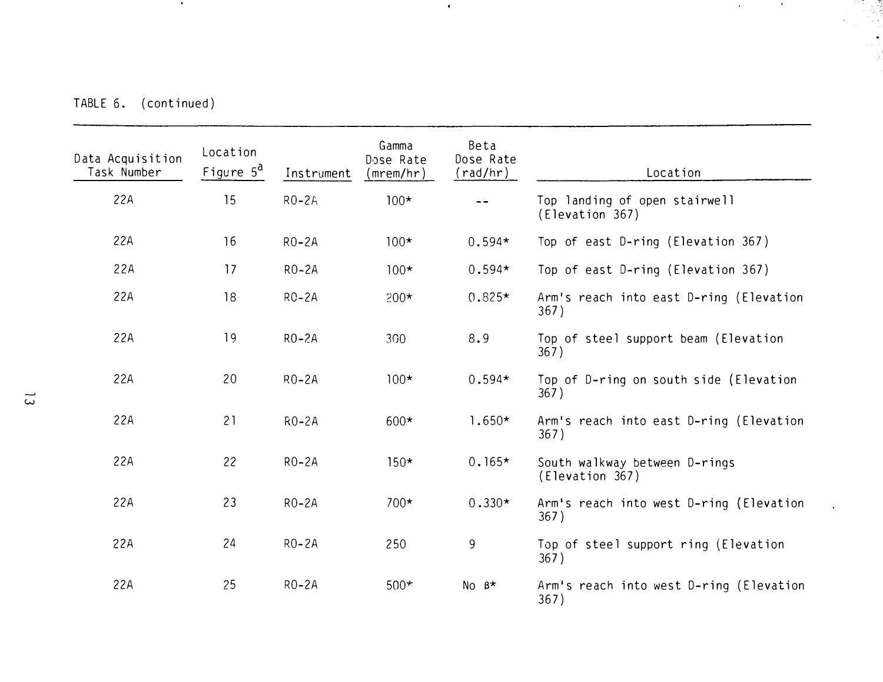TABLE 6. (continued)

| Data Acquisition Task Number | Location Figure 5[a] | Instrument | Gamma Dose Rate (mrem/hr) | Beta Dose Rate (rad/hr) | Location |
|---|---|---|---|---|---|
| 22A | 15 | RO-2A | 100* | -- | Top landing of open stairwell (Elevation 367) |
| 22A | 16 | RO-2A | 100* | 0.594* | Top of east D-ring (Elevation 367) |
| 22A | 17 | RO-2A | 100* | 0.594* | Top of east D-ring (Elevation 367) |
| 22A | 18 | RO-2A | 200* | 0.825* | Arm's reach into east D-ring (Elevation 367) |
| 22A | 19 | RO-2A | 300 | 8.9 | Top of steel support beam (Elevation 367) |
| 22A | 20 | RO-2A | 100* | 0.594* | Top of D-ring on south side (Elevation 367) |
| 22A | 21 | RO-2A | 600* | 1.650* | Arm's reach into east D-ring (Elevation 367) |
| 22A | 22 | RO-2A | 150* | 0.165* | South walkway between D-rings (Elevation 367) |
| 22A | 23 | RO-2A | 700* | 0.330* | Arm's reach into west D-ring (Elevation 367) |
| 22A | 24 | RO-2A | 250 | 9 | Top of steel support ring (Elevation 367) |
| 22A | 25 | RO-2A | 500* | No β* | Arm's reach into west D-ring (Elevation 367) |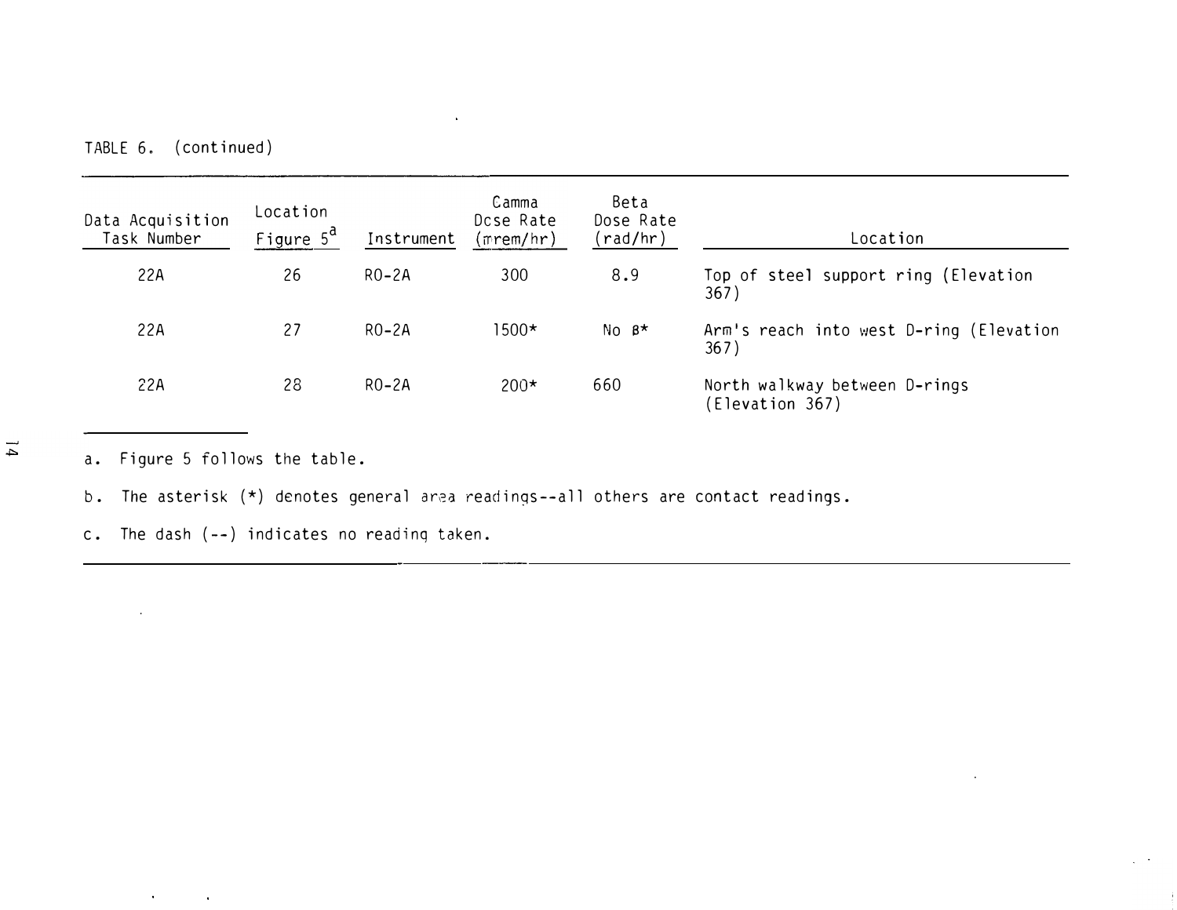TABLE 6. (continued)

| Data Acquisition Task Number | Location Figure 5[a] | Instrument | Gamma Dose Rate (mrem/hr) | Beta Dose Rate (rad/hr) | Location |
|---|---|---|---|---|---|
| 22A | 26 | RO-2A | 300 | 8.9 | Top of steel support ring (Elevation 367) |
| 22A | 27 | RO-2A | 1500* | No β* | Arm's reach into west D-ring (Elevation 367) |
| 22A | 28 | RO-2A | 200* | 660 | North walkway between D-rings (Elevation 367) |

a. Figure 5 follows the table.

b. The asterisk (*) denotes general area readings--all others are contact readings.

c. The dash (--) indicates no reading taken.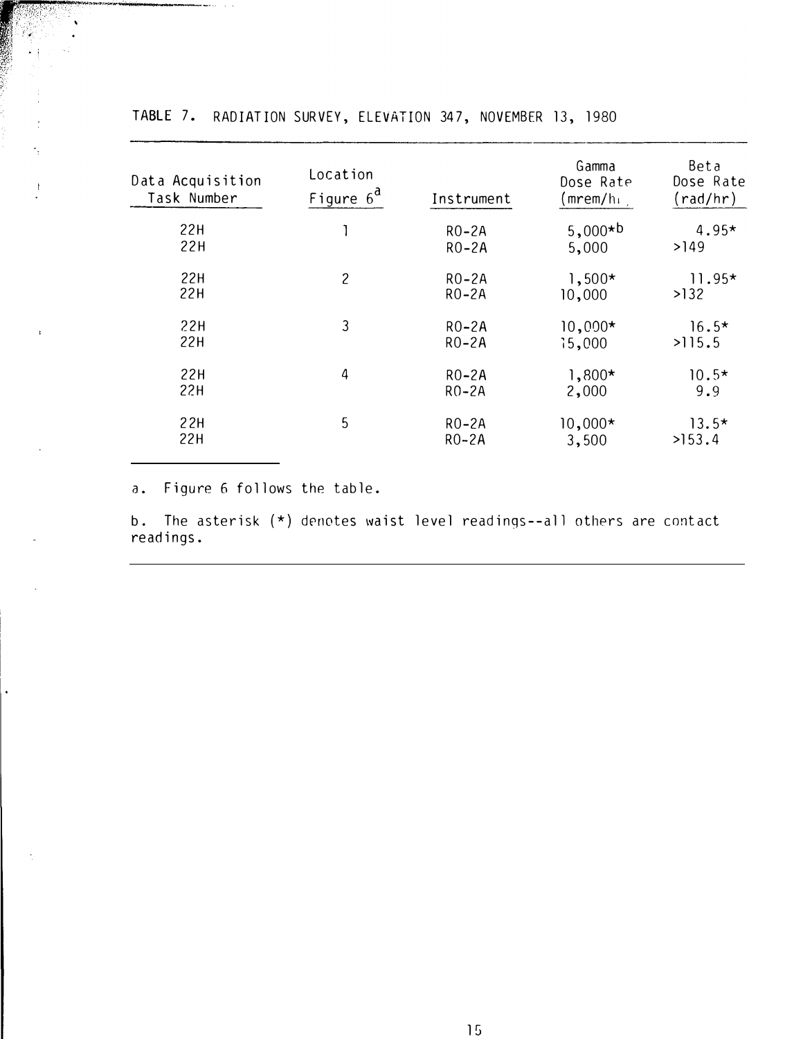TABLE 7. RADIATION SURVEY, ELEVATION 347, NOVEMBER 13, 1980

| Data Acquisition Task Number | Location Figure 6[a] | Instrument | Gamma Dose Rate (mrem/hr) | Beta Dose Rate (rad/hr) |
|---|---|---|---|---|
| 22H | 1 | RO-2A | 5,000*[b] | 4.95* |
| 22H | | RO-2A | 5,000 | >149 |
| 22H | 2 | RO-2A | 1,500* | 11.95* |
| 22H | | RO-2A | 10,000 | >132 |
| 22H | 3 | RO-2A | 10,000* | 16.5* |
| 22H | | RO-2A | 15,000 | >115.5 |
| 22H | 4 | RO-2A | 1,800* | 10.5* |
| 22H | | RO-2A | 2,000 | 9.9 |
| 22H | 5 | RO-2A | 10,000* | 13.5* |
| 22H | | RO-2A | 3,500 | >153.4 |

a. Figure 6 follows the table.

b. The asterisk (*) denotes waist level readings--all others are contact readings.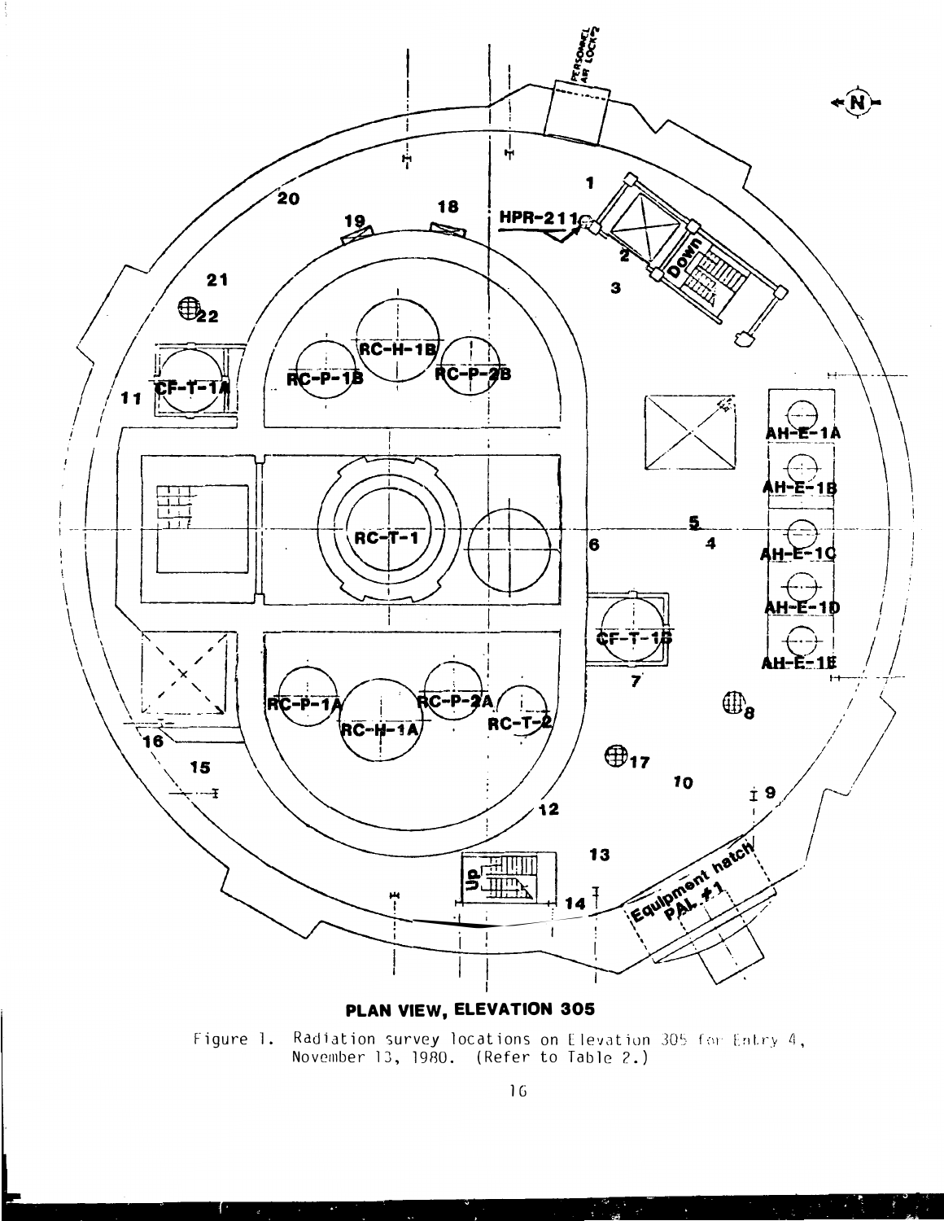PLAN VIEW, ELEVATION 305

Figure 1. Radiation survey locations on Elevation 305 for Entry 4, November 13, 1980. (Refer to Table 2.)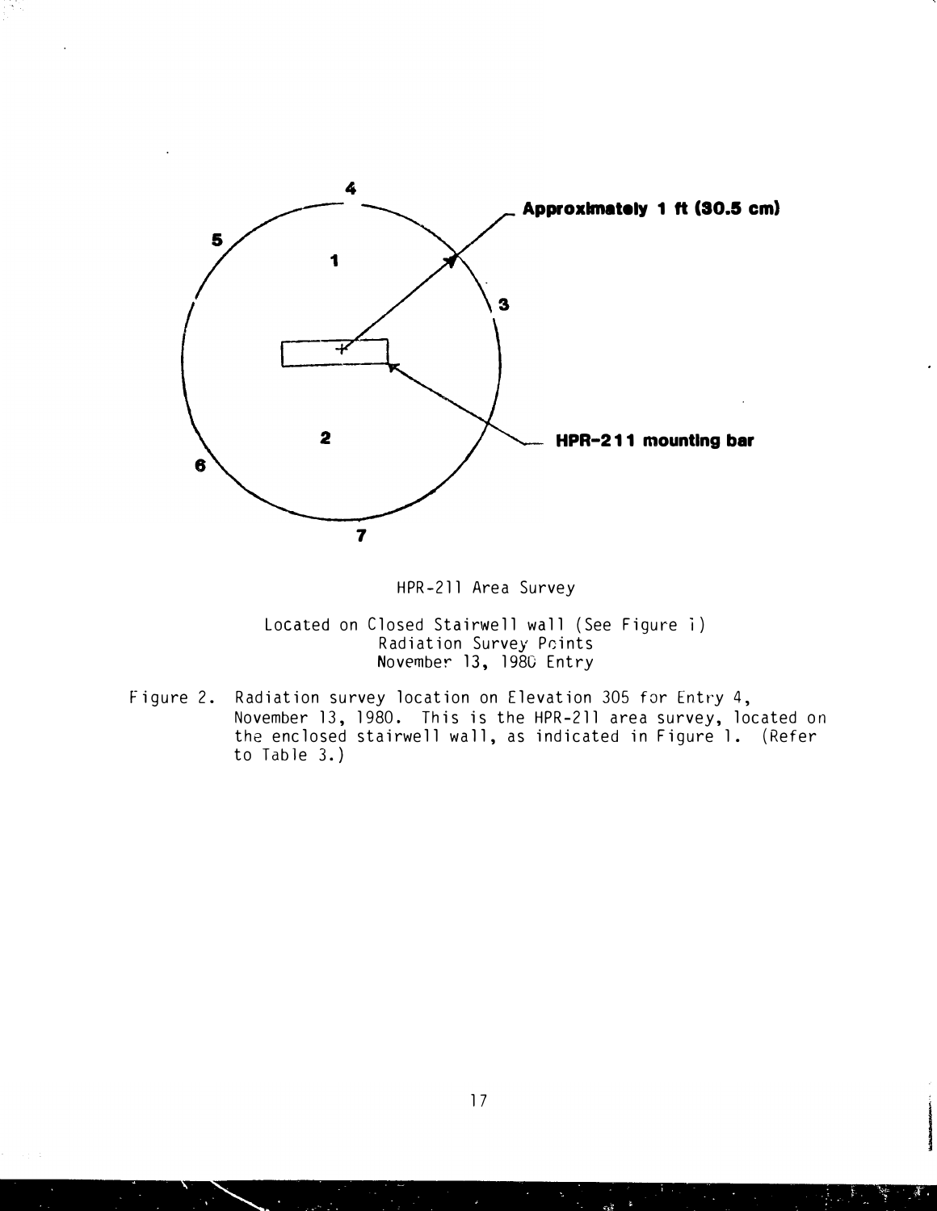4

5

1

3

2

6

7

Approximately 1 ft (30.5 cm)

HPR-211 mounting bar

HPR-211 Area Survey

Located on Closed Stairwell wall (See Figure 1)
Radiation Survey Points
November 13, 1980 Entry

Figure 2. Radiation survey location on Elevation 305 for Entry 4, November 13, 1980. This is the HPR-211 area survey, located on the enclosed stairwell wall, as indicated in Figure 1. (Refer to Table 3.)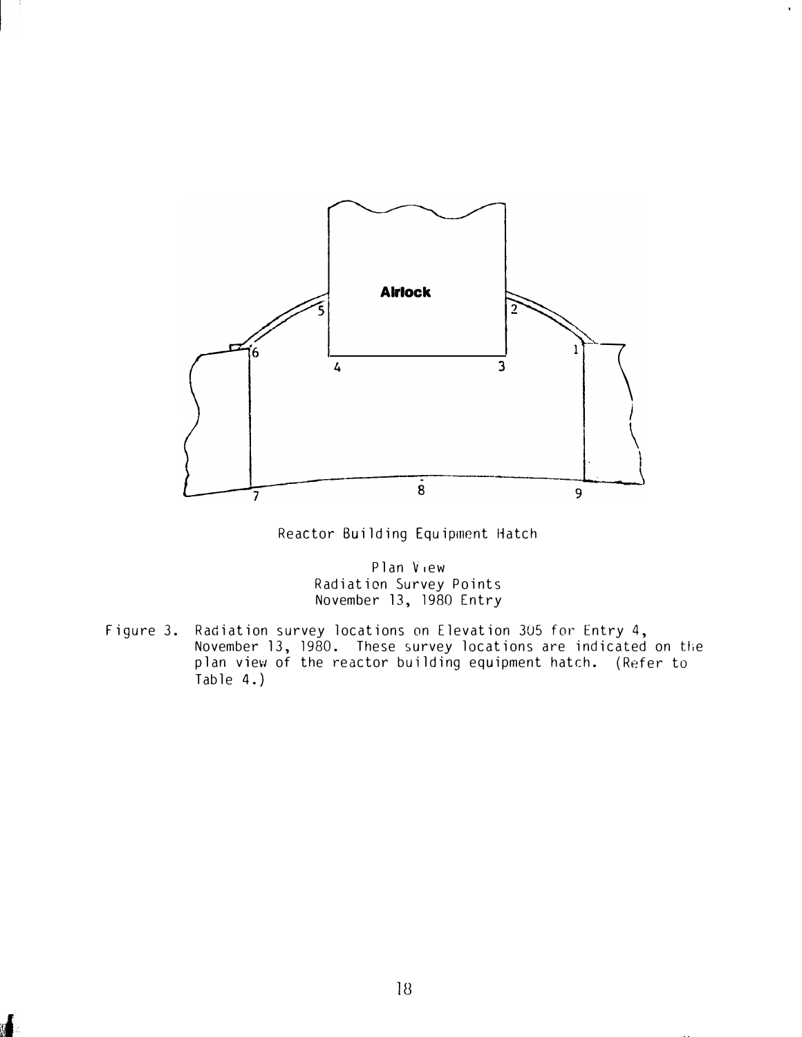Reactor Building Equipment Hatch

Plan View
Radiation Survey Points
November 13, 1980 Entry

Figure 3. Radiation survey locations on Elevation 305 for Entry 4, November 13, 1980. These survey locations are indicated on the plan view of the reactor building equipment hatch. (Refer to Table 4.)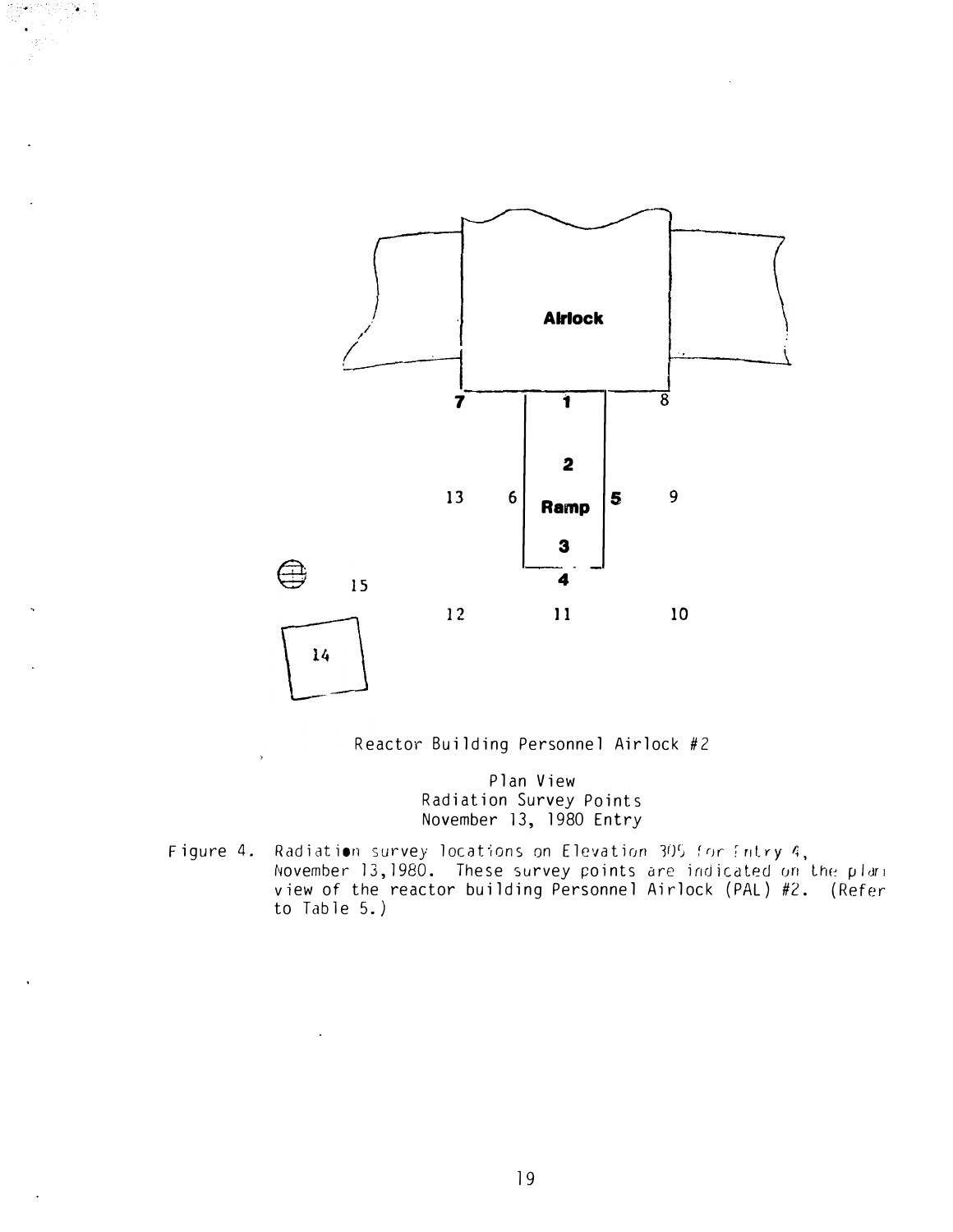Airlock

7 1 8

2

13 6 Ramp 5 9

3

15 4

12 11 10

14

Reactor Building Personnel Airlock #2

Plan View
Radiation Survey Points
November 13, 1980 Entry

Figure 4. Radiation survey locations on Elevation 305 for Entry 4, November 13,1980. These survey points are indicated on the plan view of the reactor building Personnel Airlock (PAL) #2. (Refer to Table 5.)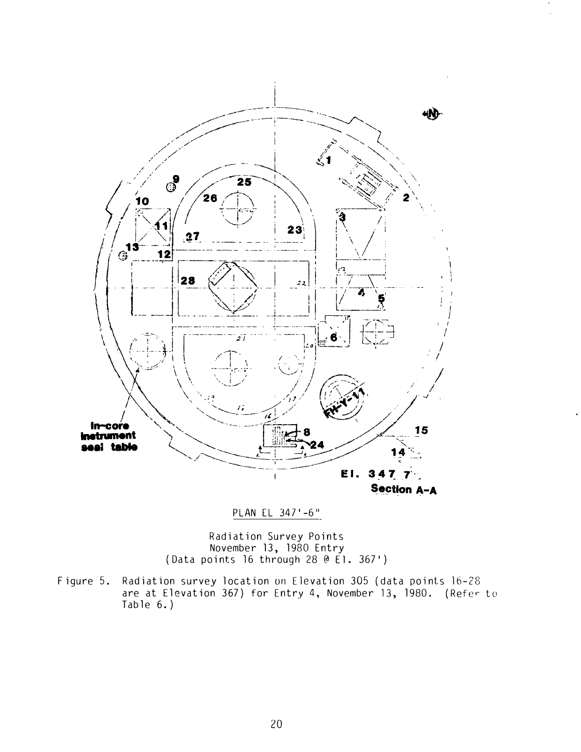PLAN EL 347'-6"

Radiation Survey Points
November 13, 1980 Entry
(Data points 16 through 28 @ El. 367')

Figure 5. Radiation survey location on Elevation 305 (data points 16-28 are at Elevation 367) for Entry 4, November 13, 1980. (Refer to Table 6.)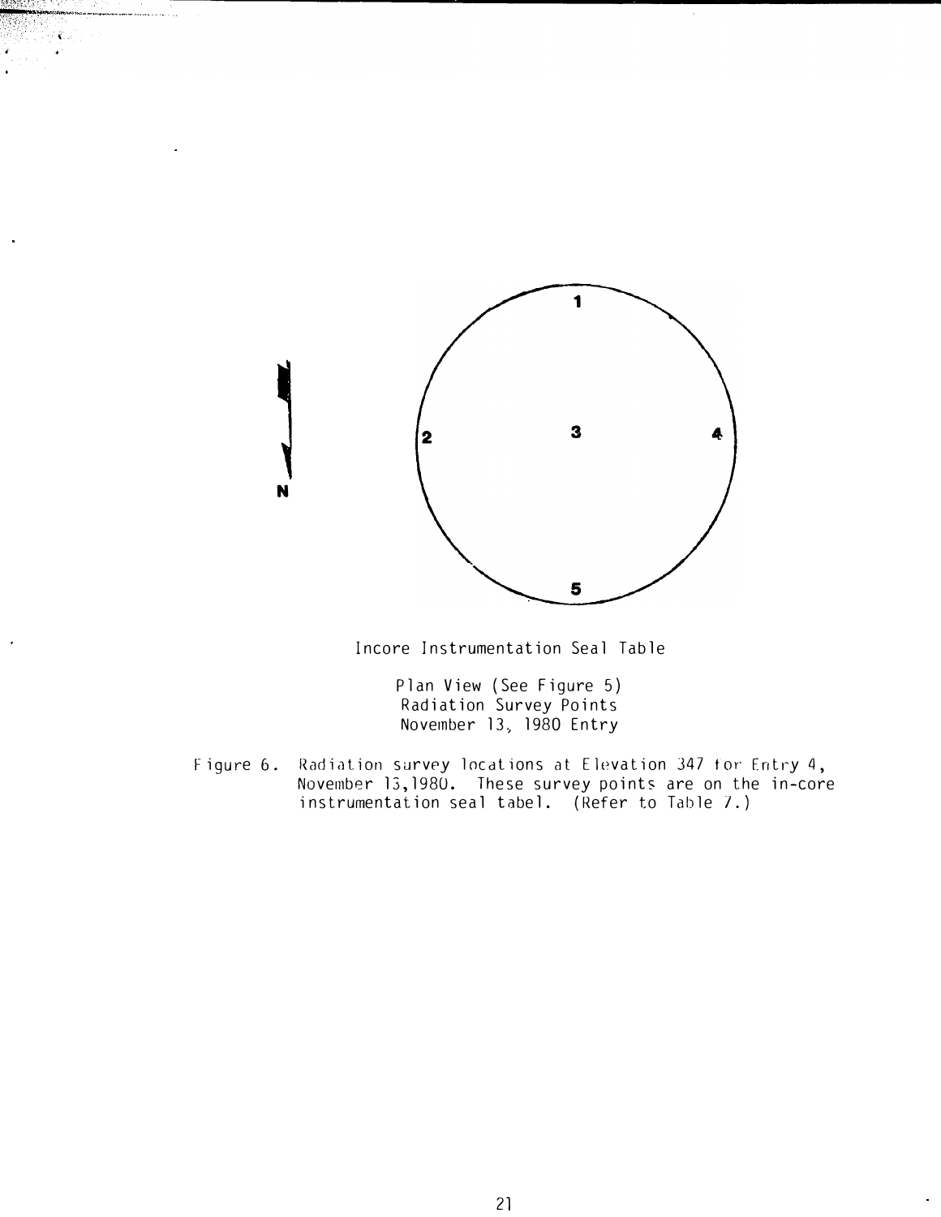Incore Instrumentation Seal Table

Plan View (See Figure 5)
Radiation Survey Points
November 13, 1980 Entry

Figure 6. Radiation survey locations at Elevation 347 for Entry 4, November 13,1980. These survey points are on the in-core instrumentation seal tabel. (Refer to Table 7.)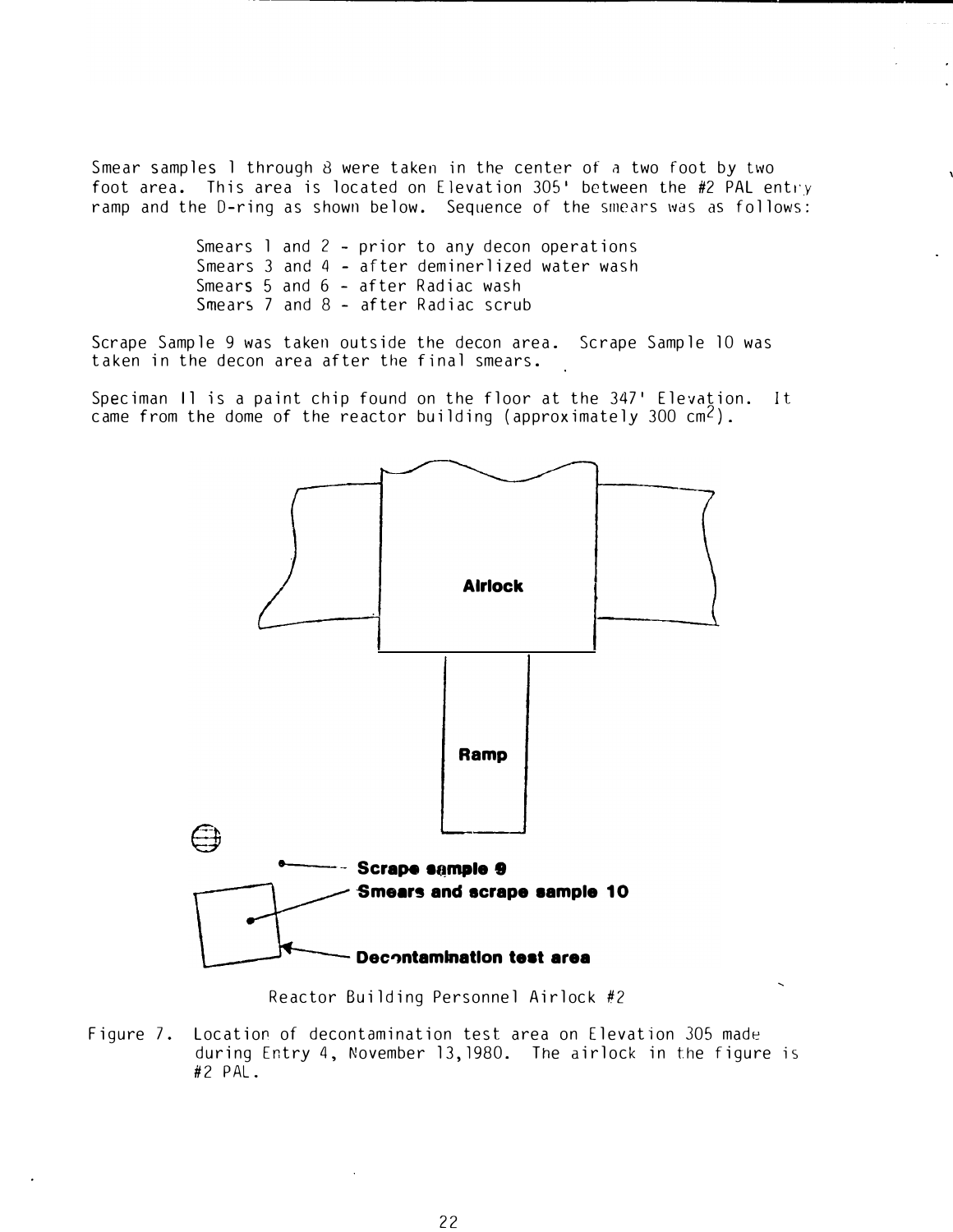Smear samples 1 through 8 were taken in the center of a two foot by two foot area. This area is located on Elevation 305' between the #2 PAL entry ramp and the D-ring as shown below. Sequence of the smears was as follows:

Smears 1 and 2 - prior to any decon operations
Smears 3 and 4 - after deminerlized water wash
Smears 5 and 6 - after Radiac wash
Smears 7 and 8 - after Radiac scrub

Scrape Sample 9 was taken outside the decon area. Scrape Sample 10 was taken in the decon area after the final smears.

Speciman 11 is a paint chip found on the floor at the 347' Elevation. It came from the dome of the reactor building (approximately 300 $cm^2$).

Airlock

Ramp

Scrape sample 9

Smears and scrape sample 10

Decontamination test area

Reactor Building Personnel Airlock #2

Figure 7. Location of decontamination test area on Elevation 305 made during Entry 4, November 13, 1980. The airlock in the figure is #2 PAL.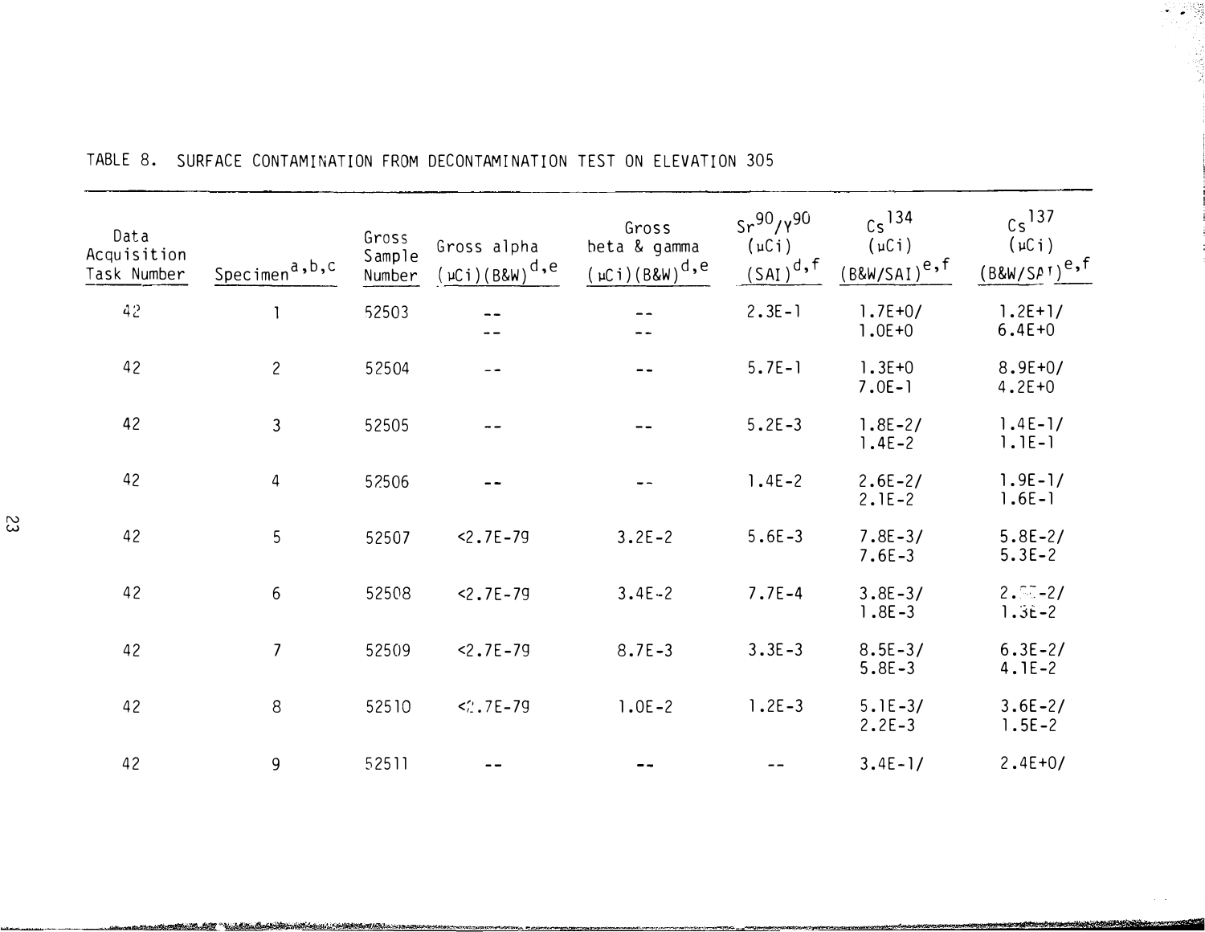TABLE 8. SURFACE CONTAMINATION FROM DECONTAMINATION TEST ON ELEVATION 305

| Data Acquisition Task Number | Specimen[a,b,c] | Gross Sample Number | Gross alpha (μCi)(B&W)[d,e] | Gross beta & gamma (μCi)(B&W)[d,e] | $Sr^{90}/Y^{90}$ (μCi) (SAI)[d,f] | $Cs^{134}$ (μCi) (B&W/SAI)[e,f] | $Cs^{137}$ (μCi) (B&W/SAI)[e,f] |
|---|---|---|---|---|---|---|---|
| 42 | 1 | 52503 | -- <br> -- | -- <br> -- | 2.3E-1 | 1.7E+0/ <br> 1.0E+0 | 1.2E+1/ <br> 6.4E+0 |
| 42 | 2 | 52504 | -- | -- | 5.7E-1 | 1.3E+0 <br> 7.0E-1 | 8.9E+0/ <br> 4.2E+0 |
| 42 | 3 | 52505 | -- | -- | 5.2E-3 | 1.8E-2/ <br> 1.4E-2 | 1.4E-1/ <br> 1.1E-1 |
| 42 | 4 | 52506 | -- | -- | 1.4E-2 | 2.6E-2/ <br> 2.1E-2 | 1.9E-1/ <br> 1.6E-1 |
| 42 | 5 | 52507 | <2.7E-79 | 3.2E-2 | 5.6E-3 | 7.8E-3/ <br> 7.6E-3 | 5.8E-2/ <br> 5.3E-2 |
| 42 | 6 | 52508 | <2.7E-79 | 3.4E-2 | 7.7E-4 | 3.8E-3/ <br> 1.8E-3 | 2.?E-2/ <br> 1.3E-2 |
| 42 | 7 | 52509 | <2.7E-79 | 8.7E-3 | 3.3E-3 | 8.5E-3/ <br> 5.8E-3 | 6.3E-2/ <br> 4.1E-2 |
| 42 | 8 | 52510 | <2.7E-79 | 1.0E-2 | 1.2E-3 | 5.1E-3/ <br> 2.2E-3 | 3.6E-2/ <br> 1.5E-2 |
| 42 | 9 | 52511 | -- | -- | -- | 3.4E-1/ | 2.4E+0/ |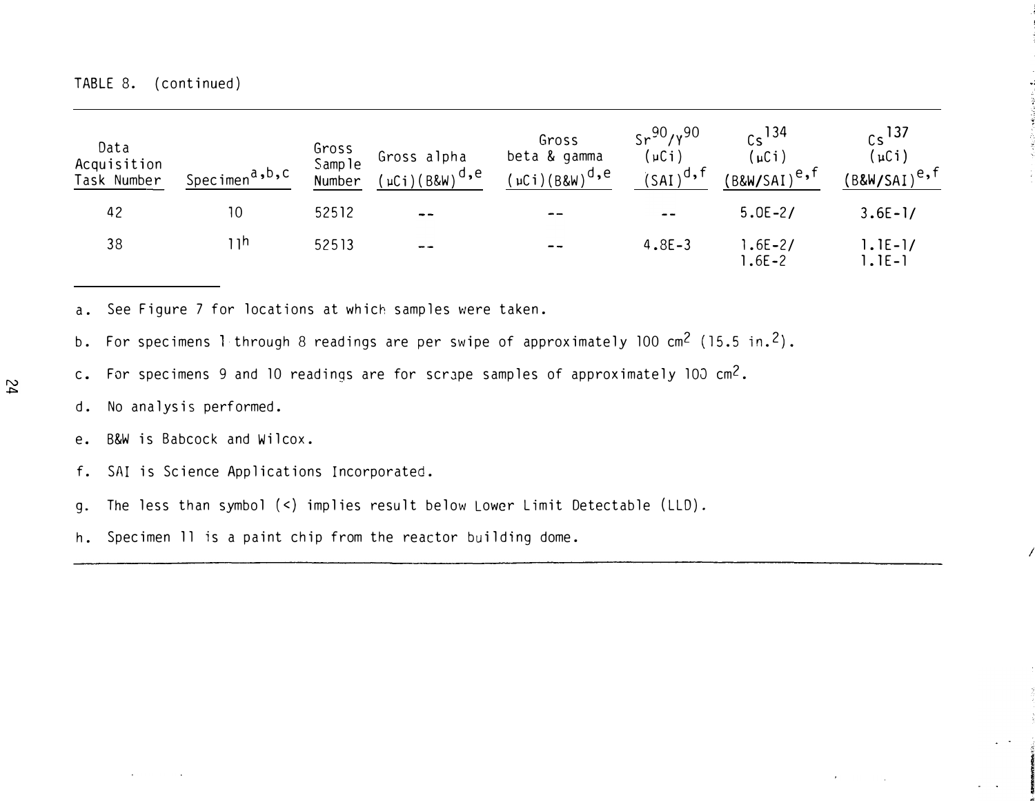TABLE 8. (continued)

| Data Acquisition Task Number | Specimen[a,b,c] | Gross Sample Number | Gross alpha (μCi)(B&W)[d,e] | Gross beta & gamma (μCi)(B&W)[d,e] | $Sr^{90}/Y^{90}$ (μCi) (SAI)[d,f] | $Cs^{134}$ (μCi) (B&W/SAI)[e,f] | $Cs^{137}$ (μCi) (B&W/SAI)[e,f] |
|---|---|---|---|---|---|---|---|
| 42 | 10 | 52512 | -- | -- | -- | 5.0E-2/ | 3.6E-1/ |
| 38 | 11[h] | 52513 | -- | -- | 4.8E-3 | 1.6E-2/ 1.6E-2 | 1.1E-1/ 1.1E-1 |

a. See Figure 7 for locations at which samples were taken.

b. For specimens 1 through 8 readings are per swipe of approximately 100 cm² (15.5 in.²).

c. For specimens 9 and 10 readings are for scrape samples of approximately 100 cm².

d. No analysis performed.

e. B&W is Babcock and Wilcox.

f. SAI is Science Applications Incorporated.

g. The less than symbol (<) implies result below Lower Limit Detectable (LLD).

h. Specimen 11 is a paint chip from the reactor building dome.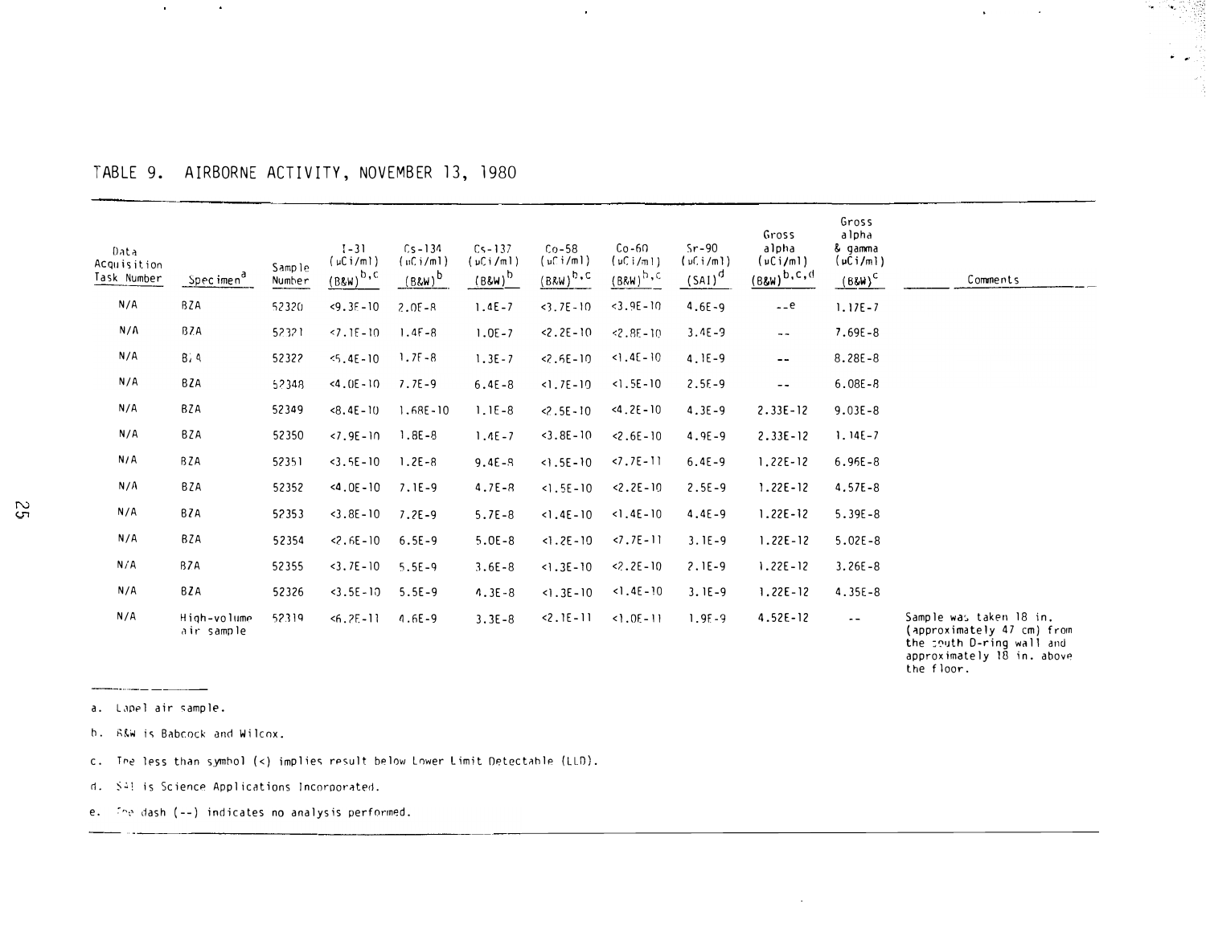TABLE 9. AIRBORNE ACTIVITY, NOVEMBER 13, 1980

| Data Acquisition Task Number | Specimen[a] | Sample Number | I-31 (μCi/ml) (B&W)[b,c] | Cs-134 (μCi/ml) (B&W)[b] | Cs-137 (μCi/ml) (B&W)[b] | Co-58 (μCi/ml) (B&W)[b,c] | Co-60 (μCi/ml) (B&W)[b,c] | Sr-90 (μCi/ml) (SAI)[d] | Gross alpha (μCi/ml) (B&W)[b,c,d] | Gross alpha & gamma (μCi/ml) (B&W)[c] | Comments |
|---|---|---|---|---|---|---|---|---|---|---|---|
| N/A | BZA | 52320 | <9.3E-10 | 2.0E-8 | 1.4E-7 | <3.7E-10 | <3.9E-10 | 4.6E-9 | --[e] | 1.17E-7 | |
| N/A | BZA | 52321 | <7.1E-10 | 1.4E-8 | 1.0E-7 | <2.2E-10 | <2.8E-10 | 3.4E-9 | -- | 7.69E-8 | |
| N/A | BZA | 52322 | <5.4E-10 | 1.7E-8 | 1.3E-7 | <2.6E-10 | <1.4E-10 | 4.1E-9 | -- | 8.28E-8 | |
| N/A | BZA | 52348 | <4.0E-10 | 7.7E-9 | 6.4E-8 | <1.7E-10 | <1.5E-10 | 2.5E-9 | -- | 6.08E-8 | |
| N/A | BZA | 52349 | <8.4E-10 | 1.68E-10 | 1.1E-8 | <2.5E-10 | <4.2E-10 | 4.3E-9 | 2.33E-12 | 9.03E-8 | |
| N/A | BZA | 52350 | <7.9E-10 | 1.8E-8 | 1.4E-7 | <3.8E-10 | <2.6E-10 | 4.9E-9 | 2.33E-12 | 1.14E-7 | |
| N/A | BZA | 52351 | <3.5E-10 | 1.2E-8 | 9.4E-8 | <1.5E-10 | <7.7E-11 | 6.4E-9 | 1.22E-12 | 6.96E-8 | |
| N/A | BZA | 52352 | <4.0E-10 | 7.1E-9 | 4.7E-8 | <1.5E-10 | <2.2E-10 | 2.5E-9 | 1.22E-12 | 4.57E-8 | |
| N/A | BZA | 52353 | <3.8E-10 | 7.2E-9 | 5.7E-8 | <1.4E-10 | <1.4E-10 | 4.4E-9 | 1.22E-12 | 5.39E-8 | |
| N/A | BZA | 52354 | <2.6E-10 | 6.5E-9 | 5.0E-8 | <1.2E-10 | <7.7E-11 | 3.1E-9 | 1.22E-12 | 5.02E-8 | |
| N/A | BZA | 52355 | <3.7E-10 | 5.5E-9 | 3.6E-8 | <1.3E-10 | <2.2E-10 | 2.1E-9 | 1.22E-12 | 3.26E-8 | |
| N/A | BZA | 52326 | <3.5E-10 | 5.5E-9 | 4.3E-8 | <1.3E-10 | <1.4E-10 | 3.1E-9 | 1.22E-12 | 4.35E-8 | |
| N/A | High-volume air sample | 52319 | <6.2E-11 | 4.6E-9 | 3.3E-8 | <2.1E-11 | <1.0E-11 | 1.9E-9 | 4.52E-12 | -- | Sample was taken 18 in. (approximately 47 cm) from the south D-ring wall and approximately 18 in. above the floor. |

a. Lapel air sample.

b. B&W is Babcock and Wilcox.

c. The less than symbol (<) implies result below Lower Limit Detectable (LLD).

d. SAI is Science Applications Incorporated.

e. The dash (--) indicates no analysis performed.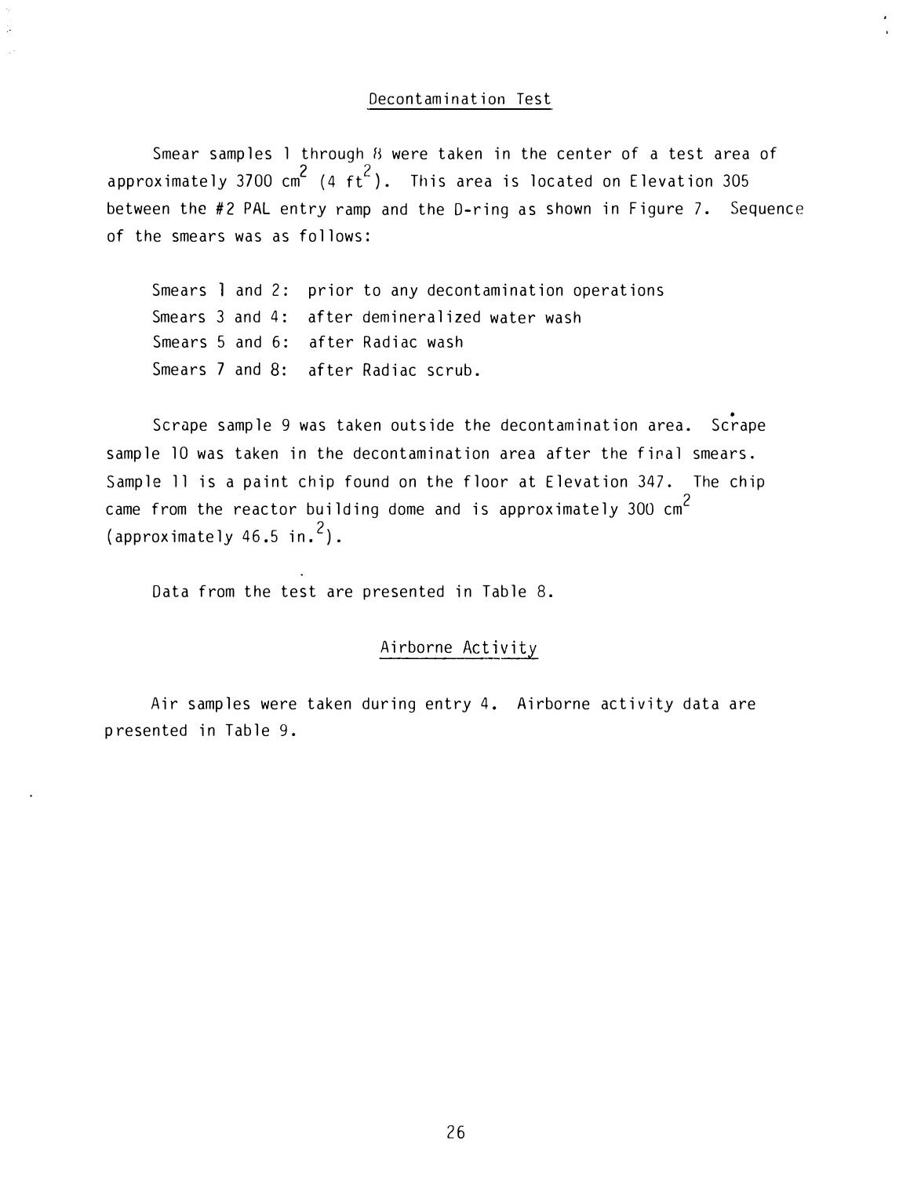## Decontamination Test

Smear samples 1 through 8 were taken in the center of a test area of approximately 3700 $cm^2$ (4 $ft^2$). This area is located on Elevation 305 between the #2 PAL entry ramp and the D-ring as shown in Figure 7. Sequence of the smears was as follows:

Smears 1 and 2: prior to any decontamination operations
Smears 3 and 4: after demineralized water wash
Smears 5 and 6: after Radiac wash
Smears 7 and 8: after Radiac scrub.

Scrape sample 9 was taken outside the decontamination area. Scrape sample 10 was taken in the decontamination area after the final smears. Sample 11 is a paint chip found on the floor at Elevation 347. The chip came from the reactor building dome and is approximately 300 $cm^2$ (approximately 46.5 $in.^2$).

Data from the test are presented in Table 8.

## Airborne Activity

Air samples were taken during entry 4. Airborne activity data are presented in Table 9.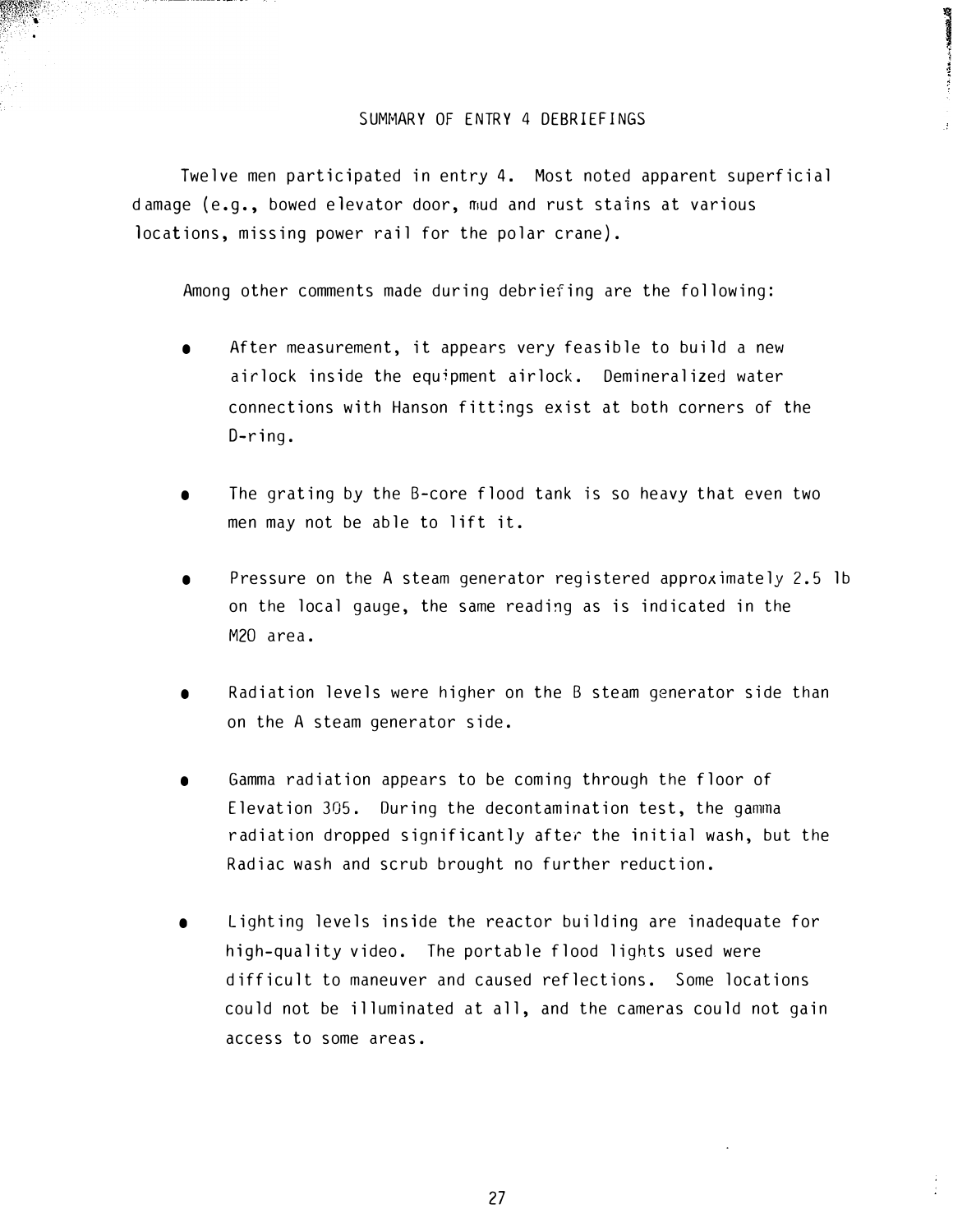## SUMMARY OF ENTRY 4 DEBRIEFINGS

Twelve men participated in entry 4. Most noted apparent superficial damage (e.g., bowed elevator door, mud and rust stains at various locations, missing power rail for the polar crane).

Among other comments made during debriefing are the following:

- After measurement, it appears very feasible to build a new airlock inside the equipment airlock. Demineralized water connections with Hanson fittings exist at both corners of the D-ring.

- The grating by the B-core flood tank is so heavy that even two men may not be able to lift it.

- Pressure on the A steam generator registered approximately 2.5 lb on the local gauge, the same reading as is indicated in the M20 area.

- Radiation levels were higher on the B steam generator side than on the A steam generator side.

- Gamma radiation appears to be coming through the floor of Elevation 305. During the decontamination test, the gamma radiation dropped significantly after the initial wash, but the Radiac wash and scrub brought no further reduction.

- Lighting levels inside the reactor building are inadequate for high-quality video. The portable flood lights used were difficult to maneuver and caused reflections. Some locations could not be illuminated at all, and the cameras could not gain access to some areas.